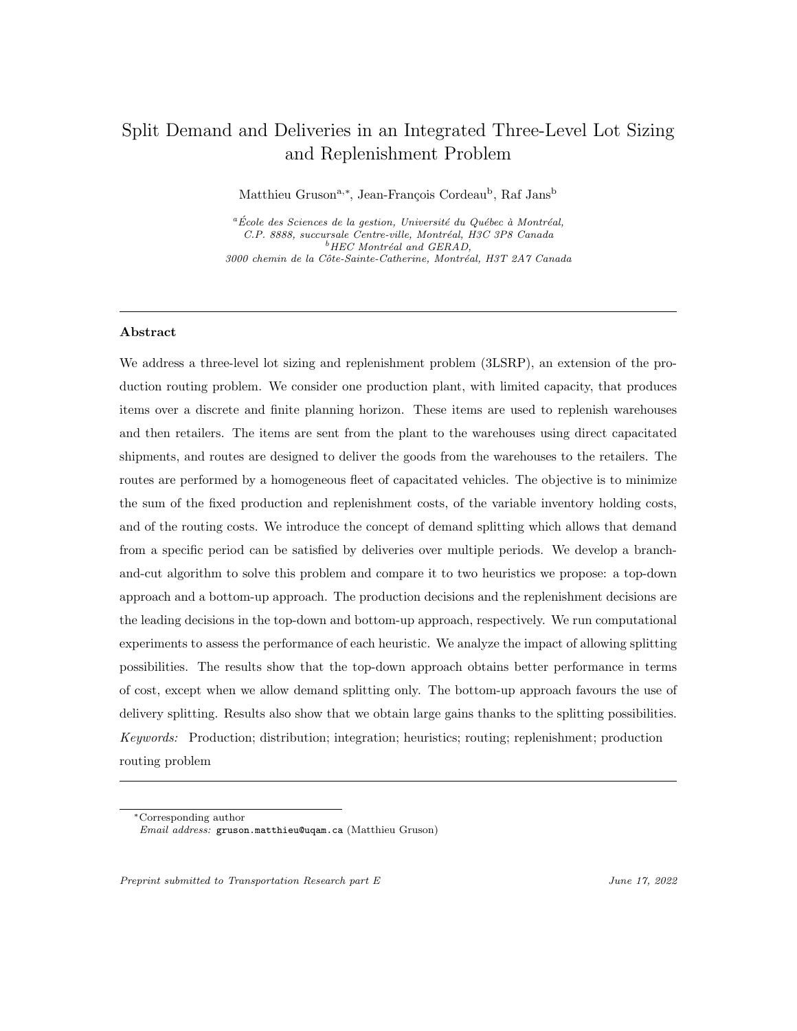# Split Demand and Deliveries in an Integrated Three-Level Lot Sizing and Replenishment Problem

Matthieu Gruson[a,*], Jean-François Cordeau[b], Raf Jans[b]

[a] *École des Sciences de la gestion, Université du Québec à Montréal, C.P. 8888, succursale Centre-ville, Montréal, H3C 3P8 Canada*
[b] *HEC Montréal and GERAD, 3000 chemin de la Côte-Sainte-Catherine, Montréal, H3T 2A7 Canada*

---

**Abstract**

We address a three-level lot sizing and replenishment problem (3LSRP), an extension of the production routing problem. We consider one production plant, with limited capacity, that produces items over a discrete and finite planning horizon. These items are used to replenish warehouses and then retailers. The items are sent from the plant to the warehouses using direct capacitated shipments, and routes are designed to deliver the goods from the warehouses to the retailers. The routes are performed by a homogeneous fleet of capacitated vehicles. The objective is to minimize the sum of the fixed production and replenishment costs, of the variable inventory holding costs, and of the routing costs. We introduce the concept of demand splitting which allows that demand from a specific period can be satisfied by deliveries over multiple periods. We develop a branch-and-cut algorithm to solve this problem and compare it to two heuristics we propose: a top-down approach and a bottom-up approach. The production decisions and the replenishment decisions are the leading decisions in the top-down and bottom-up approach, respectively. We run computational experiments to assess the performance of each heuristic. We analyze the impact of allowing splitting possibilities. The results show that the top-down approach obtains better performance in terms of cost, except when we allow demand splitting only. The bottom-up approach favours the use of delivery splitting. Results also show that we obtain large gains thanks to the splitting possibilities.

*Keywords:* Production; distribution; integration; heuristics; routing; replenishment; production routing problem

---

*Corresponding author
*Email address:* gruson.matthieu@uqam.ca (Matthieu Gruson)

*Preprint submitted to Transportation Research part E* — *June 17, 2022*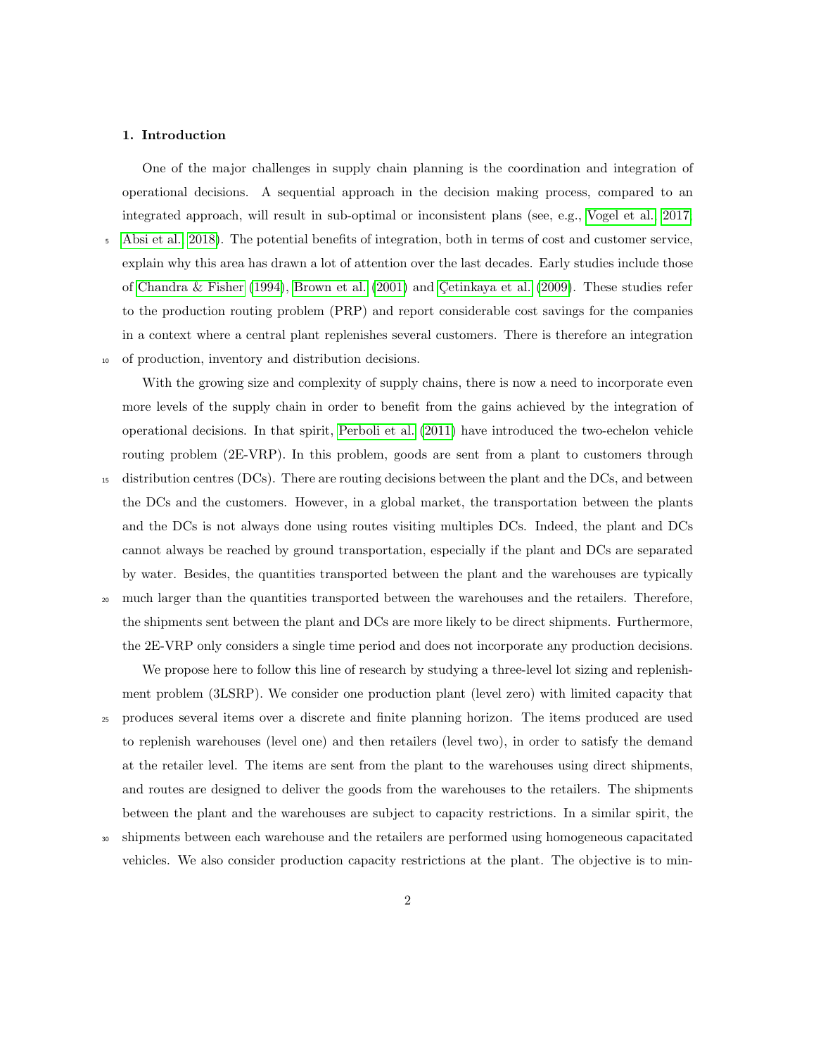## 1. Introduction

One of the major challenges in supply chain planning is the coordination and integration of operational decisions. A sequential approach in the decision making process, compared to an integrated approach, will result in sub-optimal or inconsistent plans (see, e.g., Vogel et al. 2017; Absi et al. 2018). The potential benefits of integration, both in terms of cost and customer service, explain why this area has drawn a lot of attention over the last decades. Early studies include those of Chandra & Fisher (1994), Brown et al. (2001) and Çetinkaya et al. (2009). These studies refer to the production routing problem (PRP) and report considerable cost savings for the companies in a context where a central plant replenishes several customers. There is therefore an integration of production, inventory and distribution decisions.

With the growing size and complexity of supply chains, there is now a need to incorporate even more levels of the supply chain in order to benefit from the gains achieved by the integration of operational decisions. In that spirit, Perboli et al. (2011) have introduced the two-echelon vehicle routing problem (2E-VRP). In this problem, goods are sent from a plant to customers through distribution centres (DCs). There are routing decisions between the plant and the DCs, and between the DCs and the customers. However, in a global market, the transportation between the plants and the DCs is not always done using routes visiting multiples DCs. Indeed, the plant and DCs cannot always be reached by ground transportation, especially if the plant and DCs are separated by water. Besides, the quantities transported between the plant and the warehouses are typically much larger than the quantities transported between the warehouses and the retailers. Therefore, the shipments sent between the plant and DCs are more likely to be direct shipments. Furthermore, the 2E-VRP only considers a single time period and does not incorporate any production decisions.

We propose here to follow this line of research by studying a three-level lot sizing and replenishment problem (3LSRP). We consider one production plant (level zero) with limited capacity that produces several items over a discrete and finite planning horizon. The items produced are used to replenish warehouses (level one) and then retailers (level two), in order to satisfy the demand at the retailer level. The items are sent from the plant to the warehouses using direct shipments, and routes are designed to deliver the goods from the warehouses to the retailers. The shipments between the plant and the warehouses are subject to capacity restrictions. In a similar spirit, the shipments between each warehouse and the retailers are performed using homogeneous capacitated vehicles. We also consider production capacity restrictions at the plant. The objective is to min-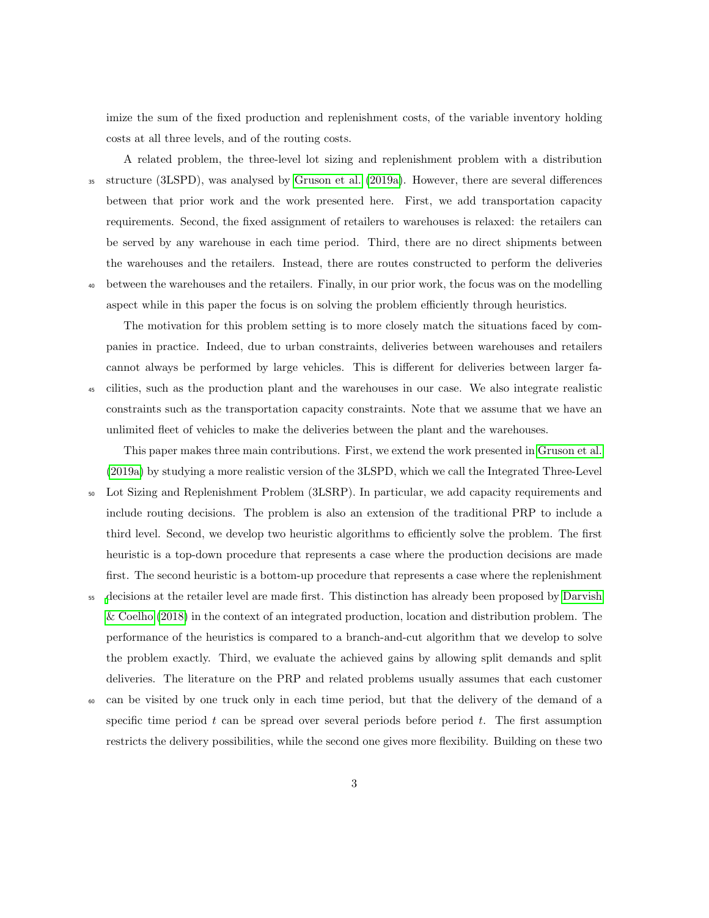imize the sum of the fixed production and replenishment costs, of the variable inventory holding costs at all three levels, and of the routing costs.

A related problem, the three-level lot sizing and replenishment problem with a distribution structure (3LSPD), was analysed by Gruson et al. (2019a). However, there are several differences between that prior work and the work presented here. First, we add transportation capacity requirements. Second, the fixed assignment of retailers to warehouses is relaxed: the retailers can be served by any warehouse in each time period. Third, there are no direct shipments between the warehouses and the retailers. Instead, there are routes constructed to perform the deliveries between the warehouses and the retailers. Finally, in our prior work, the focus was on the modelling aspect while in this paper the focus is on solving the problem efficiently through heuristics.

The motivation for this problem setting is to more closely match the situations faced by companies in practice. Indeed, due to urban constraints, deliveries between warehouses and retailers cannot always be performed by large vehicles. This is different for deliveries between larger facilities, such as the production plant and the warehouses in our case. We also integrate realistic constraints such as the transportation capacity constraints. Note that we assume that we have an unlimited fleet of vehicles to make the deliveries between the plant and the warehouses.

This paper makes three main contributions. First, we extend the work presented in Gruson et al. (2019a) by studying a more realistic version of the 3LSPD, which we call the Integrated Three-Level Lot Sizing and Replenishment Problem (3LSRP). In particular, we add capacity requirements and include routing decisions. The problem is also an extension of the traditional PRP to include a third level. Second, we develop two heuristic algorithms to efficiently solve the problem. The first heuristic is a top-down procedure that represents a case where the production decisions are made first. The second heuristic is a bottom-up procedure that represents a case where the replenishment decisions at the retailer level are made first. This distinction has already been proposed by Darvish & Coelho (2018) in the context of an integrated production, location and distribution problem. The performance of the heuristics is compared to a branch-and-cut algorithm that we develop to solve the problem exactly. Third, we evaluate the achieved gains by allowing split demands and split deliveries. The literature on the PRP and related problems usually assumes that each customer can be visited by one truck only in each time period, but that the delivery of the demand of a specific time period $t$ can be spread over several periods before period $t$. The first assumption restricts the delivery possibilities, while the second one gives more flexibility. Building on these two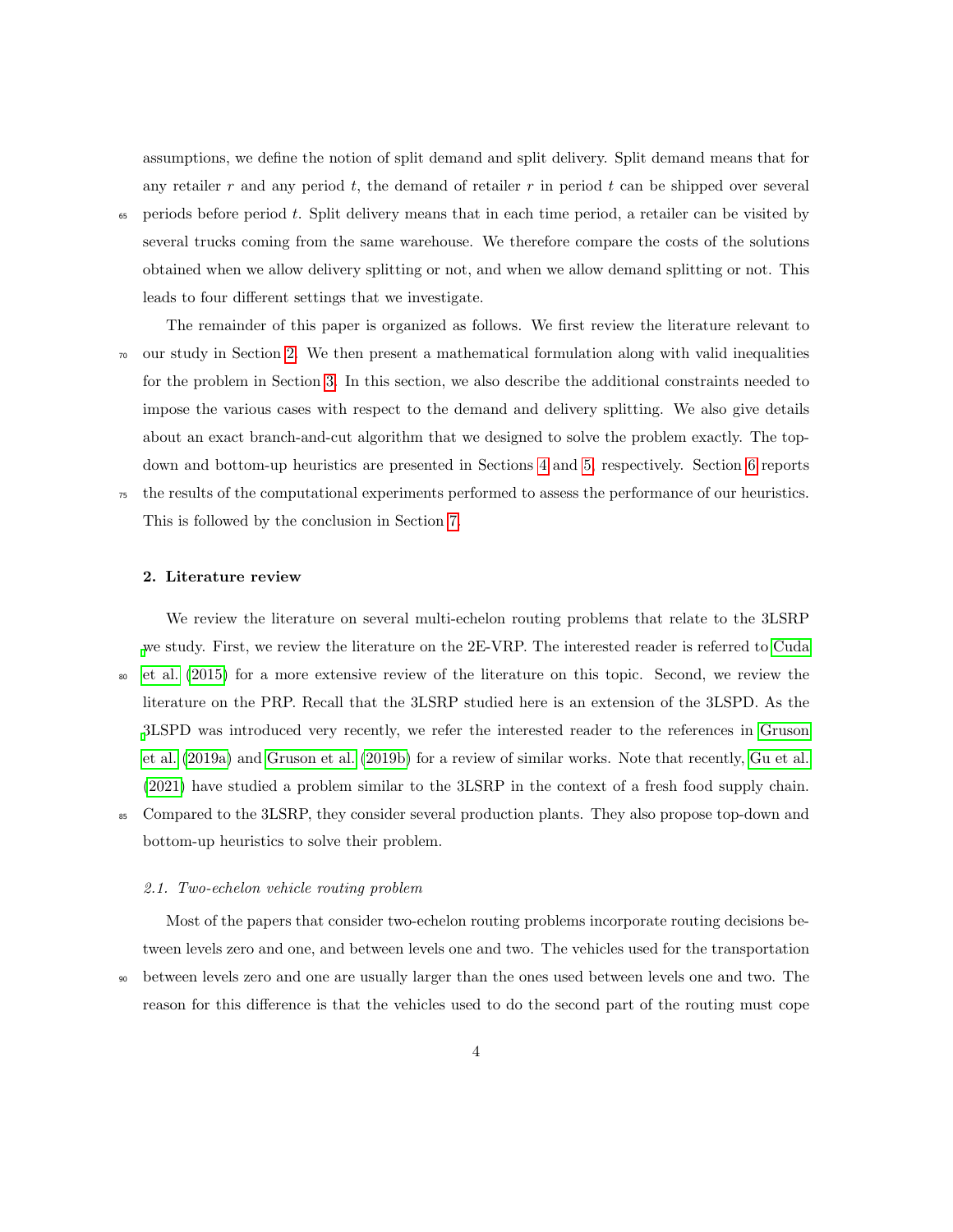assumptions, we define the notion of split demand and split delivery. Split demand means that for any retailer $r$ and any period $t$, the demand of retailer $r$ in period $t$ can be shipped over several periods before period $t$. Split delivery means that in each time period, a retailer can be visited by several trucks coming from the same warehouse. We therefore compare the costs of the solutions obtained when we allow delivery splitting or not, and when we allow demand splitting or not. This leads to four different settings that we investigate.

The remainder of this paper is organized as follows. We first review the literature relevant to our study in Section 2. We then present a mathematical formulation along with valid inequalities for the problem in Section 3. In this section, we also describe the additional constraints needed to impose the various cases with respect to the demand and delivery splitting. We also give details about an exact branch-and-cut algorithm that we designed to solve the problem exactly. The top-down and bottom-up heuristics are presented in Sections 4 and 5, respectively. Section 6 reports the results of the computational experiments performed to assess the performance of our heuristics. This is followed by the conclusion in Section 7.

## 2. Literature review

We review the literature on several multi-echelon routing problems that relate to the 3LSRP we study. First, we review the literature on the 2E-VRP. The interested reader is referred to Cuda et al. (2015) for a more extensive review of the literature on this topic. Second, we review the literature on the PRP. Recall that the 3LSRP studied here is an extension of the 3LSPD. As the 3LSPD was introduced very recently, we refer the interested reader to the references in Gruson et al. (2019a) and Gruson et al. (2019b) for a review of similar works. Note that recently, Gu et al. (2021) have studied a problem similar to the 3LSRP in the context of a fresh food supply chain. Compared to the 3LSRP, they consider several production plants. They also propose top-down and bottom-up heuristics to solve their problem.

### 2.1. Two-echelon vehicle routing problem

Most of the papers that consider two-echelon routing problems incorporate routing decisions between levels zero and one, and between levels one and two. The vehicles used for the transportation between levels zero and one are usually larger than the ones used between levels one and two. The reason for this difference is that the vehicles used to do the second part of the routing must cope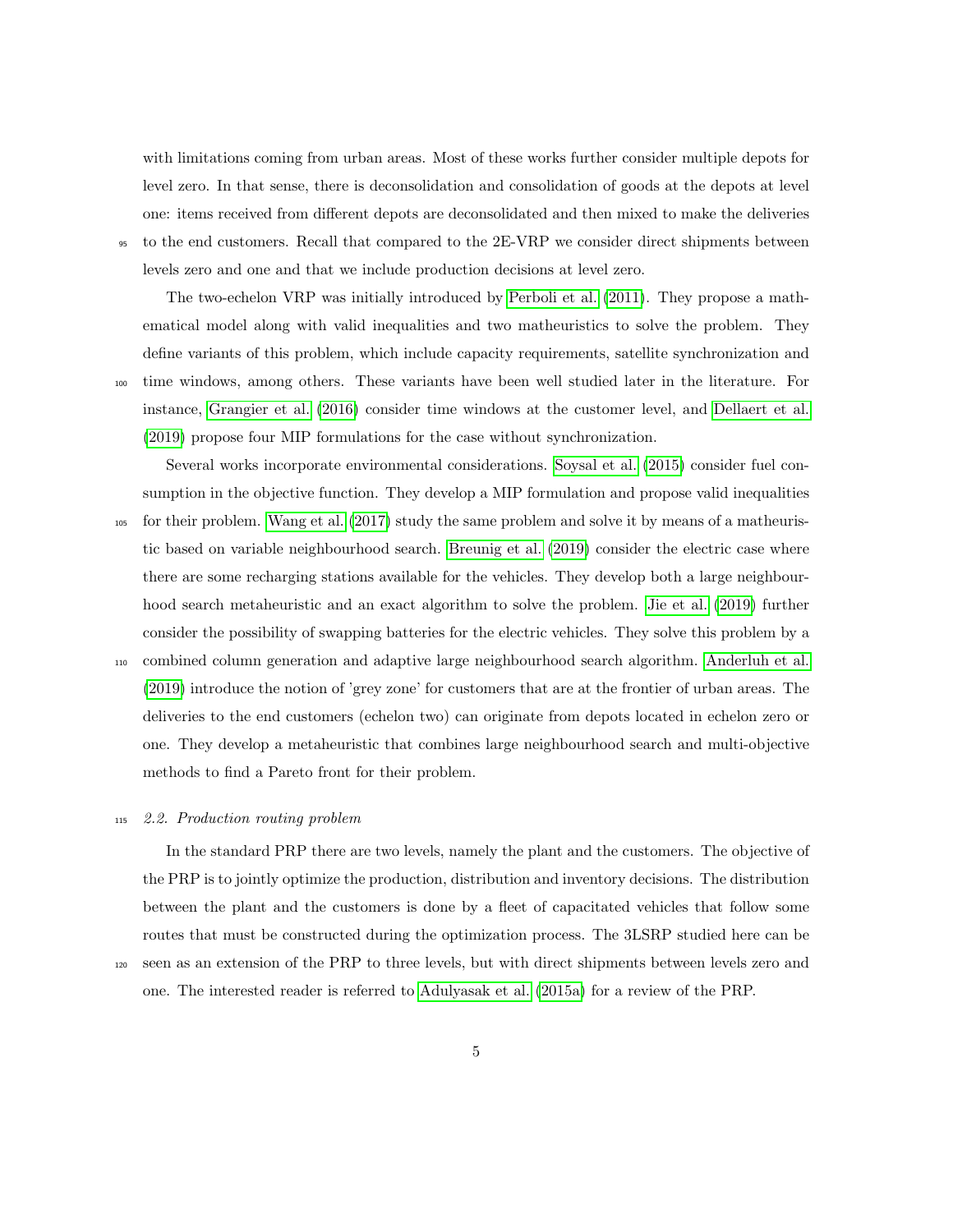with limitations coming from urban areas. Most of these works further consider multiple depots for level zero. In that sense, there is deconsolidation and consolidation of goods at the depots at level one: items received from different depots are deconsolidated and then mixed to make the deliveries to the end customers. Recall that compared to the 2E-VRP we consider direct shipments between levels zero and one and that we include production decisions at level zero.

The two-echelon VRP was initially introduced by Perboli et al. (2011). They propose a mathematical model along with valid inequalities and two matheuristics to solve the problem. They define variants of this problem, which include capacity requirements, satellite synchronization and time windows, among others. These variants have been well studied later in the literature. For instance, Grangier et al. (2016) consider time windows at the customer level, and Dellaert et al. (2019) propose four MIP formulations for the case without synchronization.

Several works incorporate environmental considerations. Soysal et al. (2015) consider fuel consumption in the objective function. They develop a MIP formulation and propose valid inequalities for their problem. Wang et al. (2017) study the same problem and solve it by means of a matheuristic based on variable neighbourhood search. Breunig et al. (2019) consider the electric case where there are some recharging stations available for the vehicles. They develop both a large neighbourhood search metaheuristic and an exact algorithm to solve the problem. Jie et al. (2019) further consider the possibility of swapping batteries for the electric vehicles. They solve this problem by a combined column generation and adaptive large neighbourhood search algorithm. Anderluh et al. (2019) introduce the notion of 'grey zone' for customers that are at the frontier of urban areas. The deliveries to the end customers (echelon two) can originate from depots located in echelon zero or one. They develop a metaheuristic that combines large neighbourhood search and multi-objective methods to find a Pareto front for their problem.

### *2.2. Production routing problem*

In the standard PRP there are two levels, namely the plant and the customers. The objective of the PRP is to jointly optimize the production, distribution and inventory decisions. The distribution between the plant and the customers is done by a fleet of capacitated vehicles that follow some routes that must be constructed during the optimization process. The 3LSRP studied here can be seen as an extension of the PRP to three levels, but with direct shipments between levels zero and one. The interested reader is referred to Adulyasak et al. (2015a) for a review of the PRP.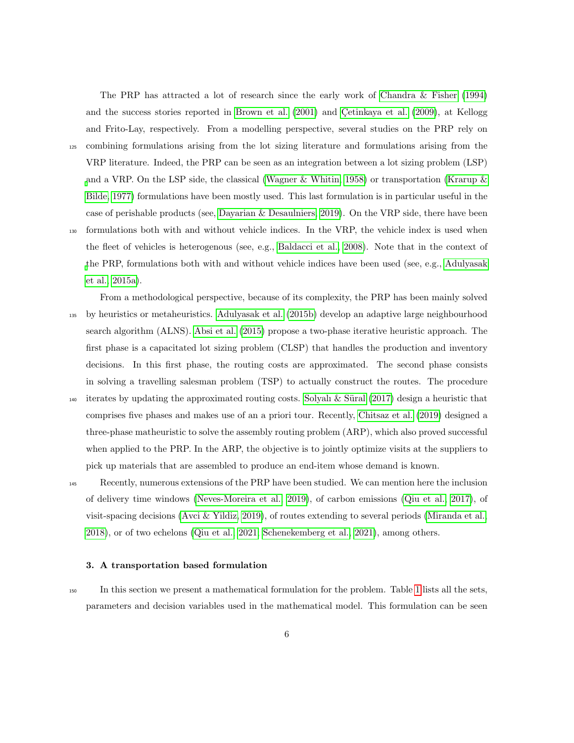The PRP has attracted a lot of research since the early work of Chandra & Fisher (1994) and the success stories reported in Brown et al. (2001) and Çetinkaya et al. (2009), at Kellogg and Frito-Lay, respectively. From a modelling perspective, several studies on the PRP rely on combining formulations arising from the lot sizing literature and formulations arising from the VRP literature. Indeed, the PRP can be seen as an integration between a lot sizing problem (LSP) and a VRP. On the LSP side, the classical (Wagner & Whitin, 1958) or transportation (Krarup & Bilde, 1977) formulations have been mostly used. This last formulation is in particular useful in the case of perishable products (see, Dayarian & Desaulniers, 2019). On the VRP side, there have been formulations both with and without vehicle indices. In the VRP, the vehicle index is used when the fleet of vehicles is heterogenous (see, e.g., Baldacci et al., 2008). Note that in the context of the PRP, formulations both with and without vehicle indices have been used (see, e.g., Adulyasak et al., 2015a).

From a methodological perspective, because of its complexity, the PRP has been mainly solved by heuristics or metaheuristics. Adulyasak et al. (2015b) develop an adaptive large neighbourhood search algorithm (ALNS). Absi et al. (2015) propose a two-phase iterative heuristic approach. The first phase is a capacitated lot sizing problem (CLSP) that handles the production and inventory decisions. In this first phase, the routing costs are approximated. The second phase consists in solving a travelling salesman problem (TSP) to actually construct the routes. The procedure iterates by updating the approximated routing costs. Solyalı & Süral (2017) design a heuristic that comprises five phases and makes use of an a priori tour. Recently, Chitsaz et al. (2019) designed a three-phase matheuristic to solve the assembly routing problem (ARP), which also proved successful when applied to the PRP. In the ARP, the objective is to jointly optimize visits at the suppliers to pick up materials that are assembled to produce an end-item whose demand is known.

Recently, numerous extensions of the PRP have been studied. We can mention here the inclusion of delivery time windows (Neves-Moreira et al., 2019), of carbon emissions (Qiu et al., 2017), of visit-spacing decisions (Avci & Yildiz, 2019), of routes extending to several periods (Miranda et al., 2018), or of two echelons (Qiu et al., 2021; Schenekemberg et al., 2021), among others.

### 3. A transportation based formulation

In this section we present a mathematical formulation for the problem. Table 1 lists all the sets, parameters and decision variables used in the mathematical model. This formulation can be seen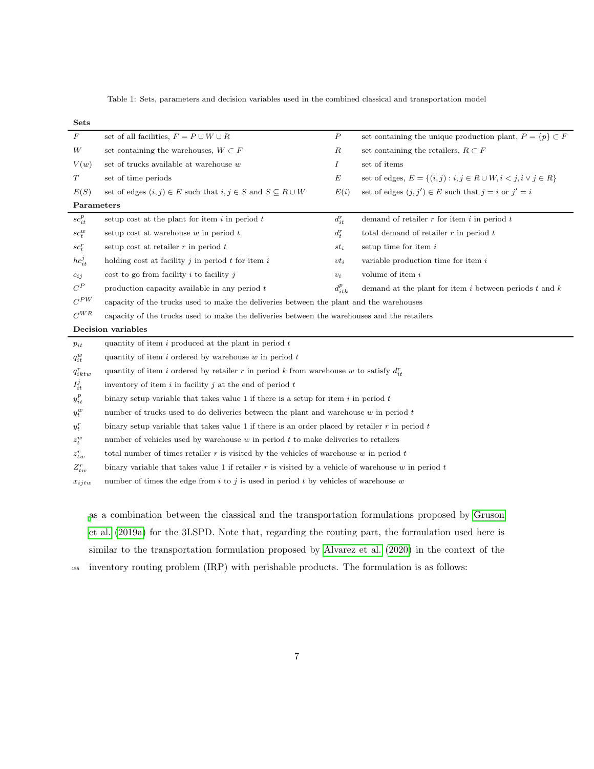Table 1: Sets, parameters and decision variables used in the combined classical and transportation model

| | | | |
|---|---|---|---|
| **Sets** | | | |
| $F$ | set of all facilities, $F = P \cup W \cup R$ | $P$ | set containing the unique production plant, $P = \{p\} \subset F$ |
| $W$ | set containing the warehouses, $W \subset F$ | $R$ | set containing the retailers, $R \subset F$ |
| $V(w)$ | set of trucks available at warehouse $w$ | $I$ | set of items |
| $T$ | set of time periods | $E$ | set of edges, $E = \{(i,j) : i,j \in R \cup W, i < j, i \vee j \in R\}$ |
| $E(S)$ | set of edges $(i,j) \in E$ such that $i,j \in S$ and $S \subseteq R \cup W$ | $E(i)$ | set of edges $(j,j') \in E$ such that $j = i$ or $j' = i$ |
| **Parameters** | | | |
| $sc^p_{it}$ | setup cost at the plant for item $i$ in period $t$ | $d^r_{it}$ | demand of retailer $r$ for item $i$ in period $t$ |
| $sc^w_t$ | setup cost at warehouse $w$ in period $t$ | $d^r_t$ | total demand of retailer $r$ in period $t$ |
| $sc^r_t$ | setup cost at retailer $r$ in period $t$ | $st_i$ | setup time for item $i$ |
| $hc^j_{it}$ | holding cost at facility $j$ in period $t$ for item $i$ | $vt_i$ | variable production time for item $i$ |
| $c_{ij}$ | cost to go from facility $i$ to facility $j$ | $v_i$ | volume of item $i$ |
| $C^P$ | production capacity available in any period $t$ | $d^p_{itk}$ | demand at the plant for item $i$ between periods $t$ and $k$ |
| $C^{PW}$ | capacity of the trucks used to make the deliveries between the plant and the warehouses | | |
| $C^{WR}$ | capacity of the trucks used to make the deliveries between the warehouses and the retailers | | |
| **Decision variables** | | | |
| $p_{it}$ | quantity of item $i$ produced at the plant in period $t$ | | |
| $q^w_{it}$ | quantity of item $i$ ordered by warehouse $w$ in period $t$ | | |
| $q^r_{iktw}$ | quantity of item $i$ ordered by retailer $r$ in period $k$ from warehouse $w$ to satisfy $d^r_{it}$ | | |
| $I^j_{it}$ | inventory of item $i$ in facility $j$ at the end of period $t$ | | |
| $y^p_{it}$ | binary setup variable that takes value 1 if there is a setup for item $i$ in period $t$ | | |
| $y^w_t$ | number of trucks used to do deliveries between the plant and warehouse $w$ in period $t$ | | |
| $y^r_t$ | binary setup variable that takes value 1 if there is an order placed by retailer $r$ in period $t$ | | |
| $z^w_t$ | number of vehicles used by warehouse $w$ in period $t$ to make deliveries to retailers | | |
| $z^r_{tw}$ | total number of times retailer $r$ is visited by the vehicles of warehouse $w$ in period $t$ | | |
| $Z^r_{tw}$ | binary variable that takes value 1 if retailer $r$ is visited by a vehicle of warehouse $w$ in period $t$ | | |
| $x_{ijtw}$ | number of times the edge from $i$ to $j$ is used in period $t$ by vehicles of warehouse $w$ | | |

as a combination between the classical and the transportation formulations proposed by Gruson et al. (2019a) for the 3LSPD. Note that, regarding the routing part, the formulation used here is similar to the transportation formulation proposed by Alvarez et al. (2020) in the context of the inventory routing problem (IRP) with perishable products. The formulation is as follows: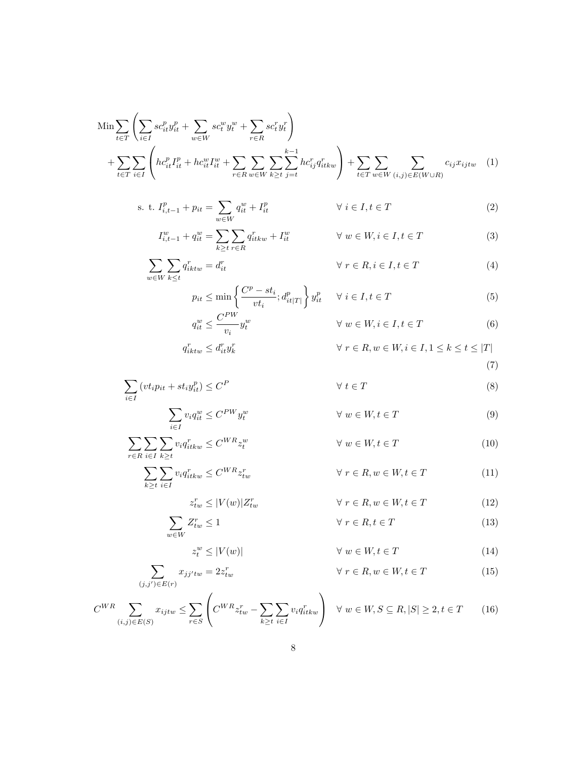$$
\begin{aligned}
\text{Min} \sum_{t \in T} & \left( \sum_{i \in I} sc_{it}^p y_{it}^p + \sum_{w \in W} sc_t^w y_t^w + \sum_{r \in R} sc_t^r y_t^r \right) \\
& + \sum_{t \in T} \sum_{i \in I} \left( hc_{it}^p I_{it}^p + hc_{it}^w I_{it}^w + \sum_{r \in R} \sum_{w \in W} \sum_{k \geq t} \sum_{j=t}^{k-1} hc_{ij}^r q_{itkw}^r \right) + \sum_{t \in T} \sum_{w \in W} \sum_{(i,j) \in E(W \cup R)} c_{ij} x_{ijtw} \quad (1)
\end{aligned}
$$

$$
\text{s. t. } I_{i,t-1}^p + p_{it} = \sum_{w \in W} q_{it}^w + I_{it}^p \qquad \forall\, i \in I, t \in T \qquad (2)
$$

$$
I_{i,t-1}^w + q_{it}^w = \sum_{k \geq t} \sum_{r \in R} q_{itkw}^r + I_{it}^w \qquad \forall\, w \in W, i \in I, t \in T \qquad (3)
$$

$$
\sum_{w \in W} \sum_{k \leq t} q_{iktw}^r = d_{it}^r \qquad \forall\, r \in R, i \in I, t \in T \qquad (4)
$$

$$
p_{it} \leq \min\left\{ \frac{C^p - st_i}{vt_i}; d_{it|T|}^p \right\} y_{it}^p \qquad \forall\, i \in I, t \in T \qquad (5)
$$

$$
q_{it}^w \leq \frac{C^{PW}}{v_i} y_t^w \qquad \forall\, w \in W, i \in I, t \in T \qquad (6)
$$

$$
q_{iktw}^r \leq d_{it}^r y_k^r \qquad \forall\, r \in R, w \in W, i \in I, 1 \leq k \leq t \leq |T| \qquad (7)
$$

$$
\sum_{i \in I} (vt_i p_{it} + st_i y_{it}^p) \leq C^P \qquad \forall\, t \in T \qquad (8)
$$

$$
\sum_{i \in I} v_i q_{it}^w \leq C^{PW} y_t^w \qquad \forall\, w \in W, t \in T \qquad (9)
$$

$$
\sum_{r \in R} \sum_{i \in I} \sum_{k \geq t} v_i q_{itkw}^r \leq C^{WR} z_t^w \qquad \forall\, w \in W, t \in T \qquad (10)
$$

$$
\sum_{k \geq t} \sum_{i \in I} v_i q_{itkw}^r \leq C^{WR} z_{tw}^r \qquad \forall\, r \in R, w \in W, t \in T \qquad (11)
$$

$$
z_{tw}^r \leq |V(w)| Z_{tw}^r \qquad \forall\, r \in R, w \in W, t \in T \qquad (12)
$$

$$
\sum_{w \in W} Z_{tw}^r \leq 1 \qquad \forall\, r \in R, t \in T \qquad (13)
$$

$$
z_t^w \leq |V(w)| \qquad \forall\, w \in W, t \in T \qquad (14)
$$

$$
\sum_{(j,j') \in E(r)} x_{jj'tw} = 2 z_{tw}^r \qquad \forall\, r \in R, w \in W, t \in T \qquad (15)
$$

$$
C^{WR} \sum_{(i,j) \in E(S)} x_{ijtw} \leq \sum_{r \in S} \left( C^{WR} z_{tw}^r - \sum_{k \geq t} \sum_{i \in I} v_i q_{itkw}^r \right) \quad \forall\, w \in W, S \subseteq R, |S| \geq 2, t \in T \qquad (16)
$$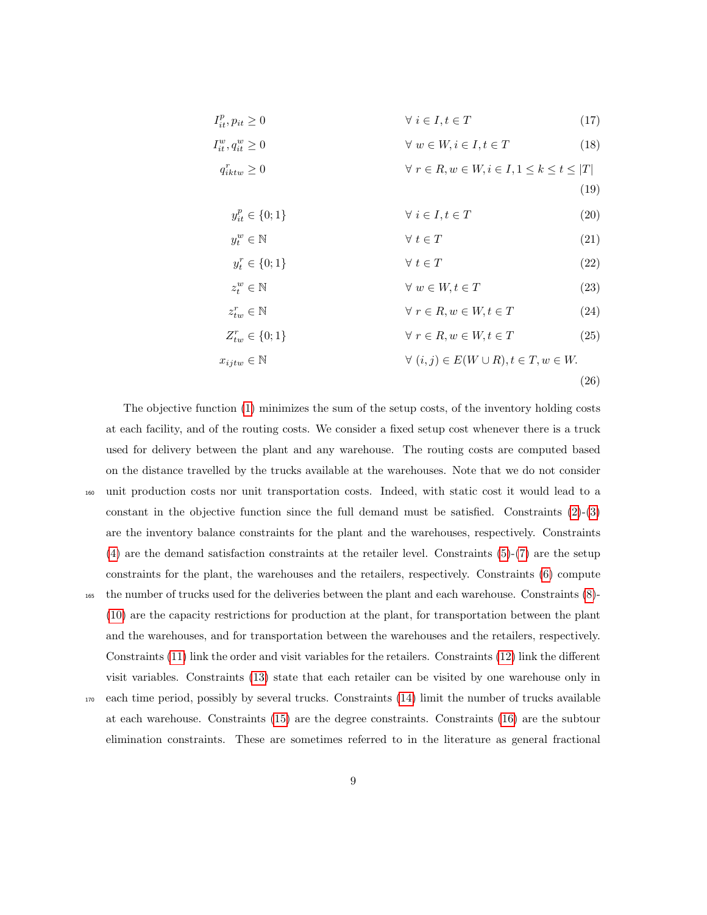$$I^p_{it}, p_{it} \geq 0 \qquad \forall\, i \in I, t \in T \tag{17}$$

$$I^w_{it}, q^w_{it} \geq 0 \qquad \forall\, w \in W, i \in I, t \in T \tag{18}$$

$$q^r_{iktw} \geq 0 \qquad \forall\, r \in R, w \in W, i \in I, 1 \leq k \leq t \leq |T| \tag{19}$$

$$y^p_{it} \in \{0;1\} \qquad \forall\, i \in I, t \in T \tag{20}$$

$$y^w_t \in \mathbb{N} \qquad \forall\, t \in T \tag{21}$$

$$y^r_t \in \{0;1\} \qquad \forall\, t \in T \tag{22}$$

$$z^w_t \in \mathbb{N} \qquad \forall\, w \in W, t \in T \tag{23}$$

$$z^r_{tw} \in \mathbb{N} \qquad \forall\, r \in R, w \in W, t \in T \tag{24}$$

$$Z^r_{tw} \in \{0;1\} \qquad \forall\, r \in R, w \in W, t \in T \tag{25}$$

$$x_{ijtw} \in \mathbb{N} \qquad \forall\, (i,j) \in E(W \cup R), t \in T, w \in W. \tag{26}$$

The objective function (1) minimizes the sum of the setup costs, of the inventory holding costs at each facility, and of the routing costs. We consider a fixed setup cost whenever there is a truck used for delivery between the plant and any warehouse. The routing costs are computed based on the distance travelled by the trucks available at the warehouses. Note that we do not consider unit production costs nor unit transportation costs. Indeed, with static cost it would lead to a constant in the objective function since the full demand must be satisfied. Constraints (2)-(3) are the inventory balance constraints for the plant and the warehouses, respectively. Constraints (4) are the demand satisfaction constraints at the retailer level. Constraints (5)-(7) are the setup constraints for the plant, the warehouses and the retailers, respectively. Constraints (6) compute the number of trucks used for the deliveries between the plant and each warehouse. Constraints (8)-(10) are the capacity restrictions for production at the plant, for transportation between the plant and the warehouses, and for transportation between the warehouses and the retailers, respectively. Constraints (11) link the order and visit variables for the retailers. Constraints (12) link the different visit variables. Constraints (13) state that each retailer can be visited by one warehouse only in each time period, possibly by several trucks. Constraints (14) limit the number of trucks available at each warehouse. Constraints (15) are the degree constraints. Constraints (16) are the subtour elimination constraints. These are sometimes referred to in the literature as general fractional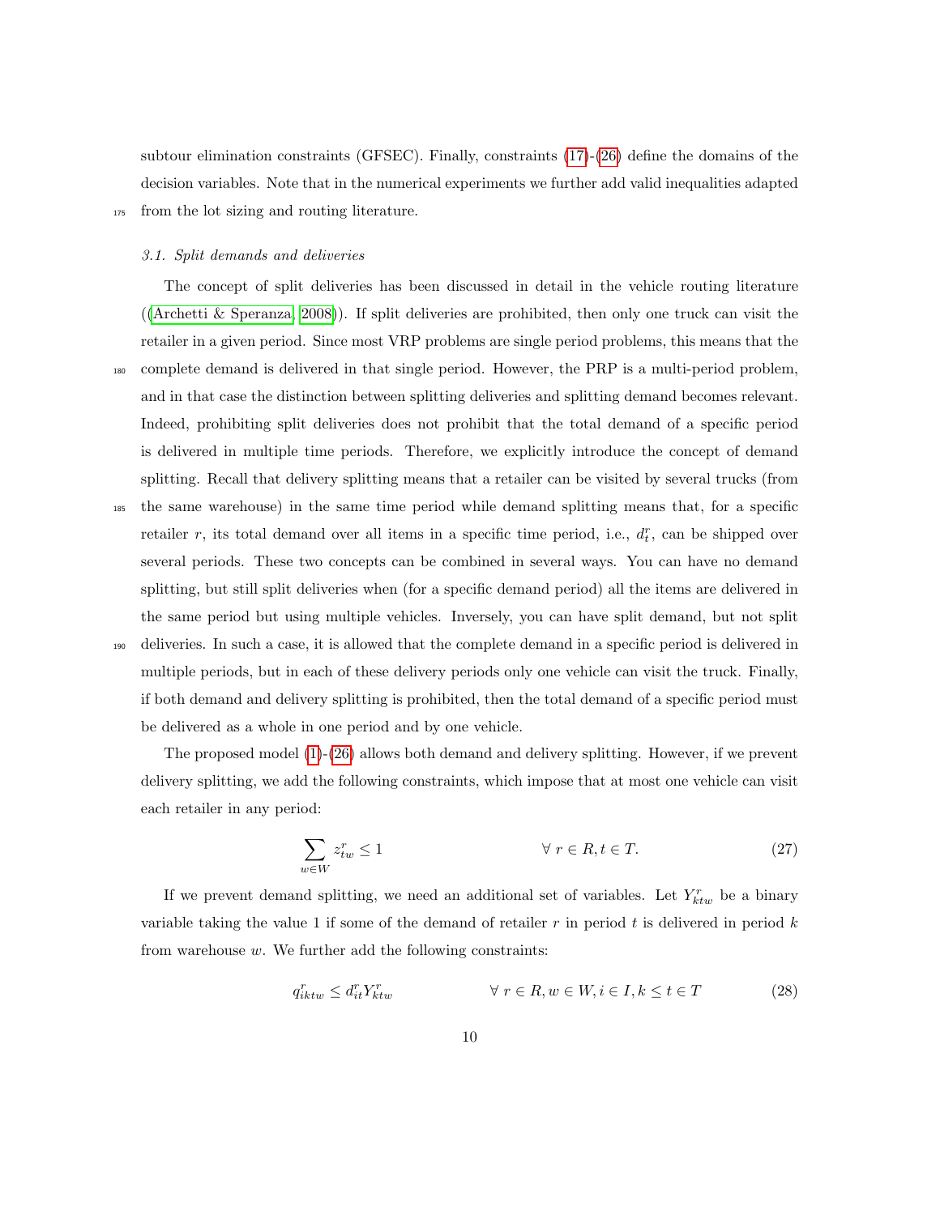subtour elimination constraints (GFSEC). Finally, constraints (17)-(26) define the domains of the decision variables. Note that in the numerical experiments we further add valid inequalities adapted from the lot sizing and routing literature.

### 3.1. Split demands and deliveries

The concept of split deliveries has been discussed in detail in the vehicle routing literature ((Archetti & Speranza, 2008)). If split deliveries are prohibited, then only one truck can visit the retailer in a given period. Since most VRP problems are single period problems, this means that the complete demand is delivered in that single period. However, the PRP is a multi-period problem, and in that case the distinction between splitting deliveries and splitting demand becomes relevant. Indeed, prohibiting split deliveries does not prohibit that the total demand of a specific period is delivered in multiple time periods. Therefore, we explicitly introduce the concept of demand splitting. Recall that delivery splitting means that a retailer can be visited by several trucks (from the same warehouse) in the same time period while demand splitting means that, for a specific retailer $r$, its total demand over all items in a specific time period, i.e., $d_t^r$, can be shipped over several periods. These two concepts can be combined in several ways. You can have no demand splitting, but still split deliveries when (for a specific demand period) all the items are delivered in the same period but using multiple vehicles. Inversely, you can have split demand, but not split deliveries. In such a case, it is allowed that the complete demand in a specific period is delivered in multiple periods, but in each of these delivery periods only one vehicle can visit the truck. Finally, if both demand and delivery splitting is prohibited, then the total demand of a specific period must be delivered as a whole in one period and by one vehicle.

The proposed model (1)-(26) allows both demand and delivery splitting. However, if we prevent delivery splitting, we add the following constraints, which impose that at most one vehicle can visit each retailer in any period:

$$\sum_{w \in W} z_{tw}^r \leq 1 \qquad \forall\ r \in R, t \in T. \tag{27}$$

If we prevent demand splitting, we need an additional set of variables. Let $Y_{ktw}^r$ be a binary variable taking the value 1 if some of the demand of retailer $r$ in period $t$ is delivered in period $k$ from warehouse $w$. We further add the following constraints:

$$q_{iktw}^r \leq d_{it}^r Y_{ktw}^r \qquad \forall\ r \in R, w \in W, i \in I, k \leq t \in T \tag{28}$$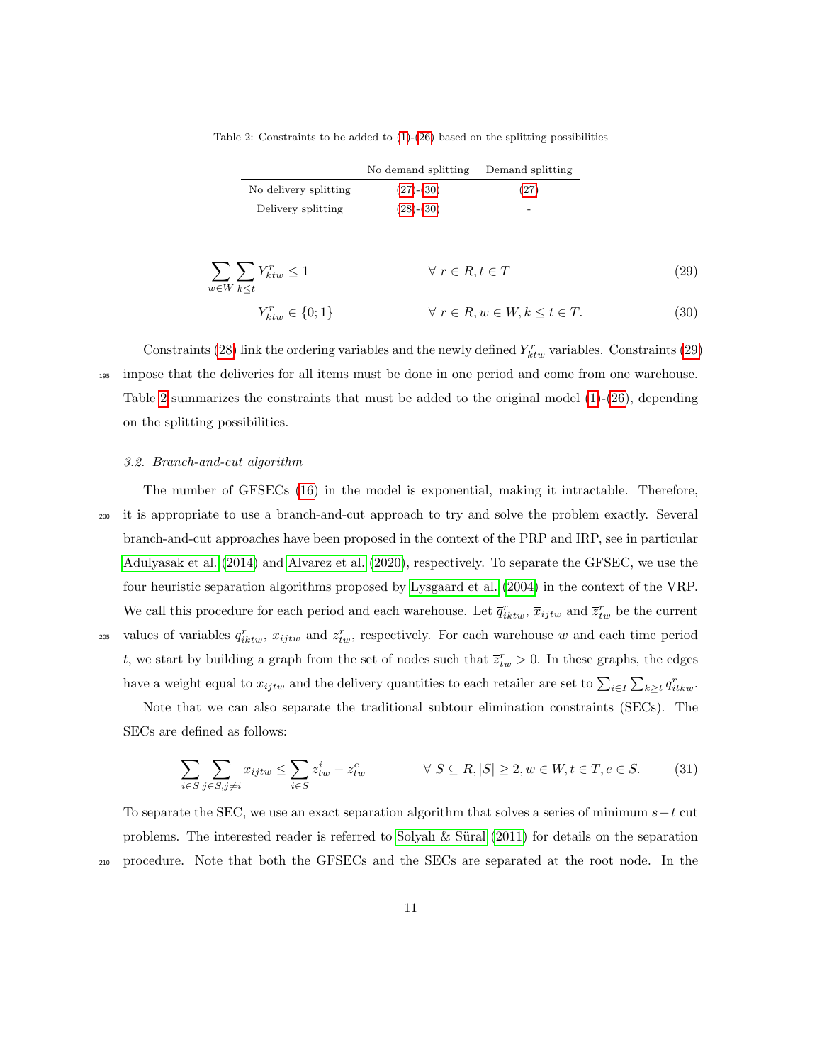Table 2: Constraints to be added to (1)-(26) based on the splitting possibilities

| | No demand splitting | Demand splitting |
|---|---|---|
| No delivery splitting | (27)-(30) | (27) |
| Delivery splitting | (28)-(30) | - |

$$\sum_{w \in W} \sum_{k \leq t} Y^r_{ktw} \leq 1 \qquad \forall\ r \in R, t \in T \tag{29}$$

$$Y^r_{ktw} \in \{0; 1\} \qquad \forall\ r \in R, w \in W, k \leq t \in T. \tag{30}$$

Constraints (28) link the ordering variables and the newly defined $Y^r_{ktw}$ variables. Constraints (29) impose that the deliveries for all items must be done in one period and come from one warehouse. Table 2 summarizes the constraints that must be added to the original model (1)-(26), depending on the splitting possibilities.

### *3.2. Branch-and-cut algorithm*

The number of GFSECs (16) in the model is exponential, making it intractable. Therefore, it is appropriate to use a branch-and-cut approach to try and solve the problem exactly. Several branch-and-cut approaches have been proposed in the context of the PRP and IRP, see in particular Adulyasak et al. (2014) and Alvarez et al. (2020), respectively. To separate the GFSEC, we use the four heuristic separation algorithms proposed by Lysgaard et al. (2004) in the context of the VRP. We call this procedure for each period and each warehouse. Let $\overline{q}^r_{iktw}$, $\overline{x}_{ijtw}$ and $\overline{z}^r_{tw}$ be the current values of variables $q^r_{iktw}$, $x_{ijtw}$ and $z^r_{tw}$, respectively. For each warehouse $w$ and each time period $t$, we start by building a graph from the set of nodes such that $\overline{z}^r_{tw} > 0$. In these graphs, the edges have a weight equal to $\overline{x}_{ijtw}$ and the delivery quantities to each retailer are set to $\sum_{i \in I} \sum_{k \geq t} \overline{q}^r_{itkw}$.

Note that we can also separate the traditional subtour elimination constraints (SECs). The SECs are defined as follows:

$$\sum_{i \in S} \sum_{j \in S, j \neq i} x_{ijtw} \leq \sum_{i \in S} z^i_{tw} - z^e_{tw} \qquad \forall\ S \subseteq R, |S| \geq 2, w \in W, t \in T, e \in S. \tag{31}$$

To separate the SEC, we use an exact separation algorithm that solves a series of minimum $s-t$ cut problems. The interested reader is referred to Solyalı & Süral (2011) for details on the separation procedure. Note that both the GFSECs and the SECs are separated at the root node. In the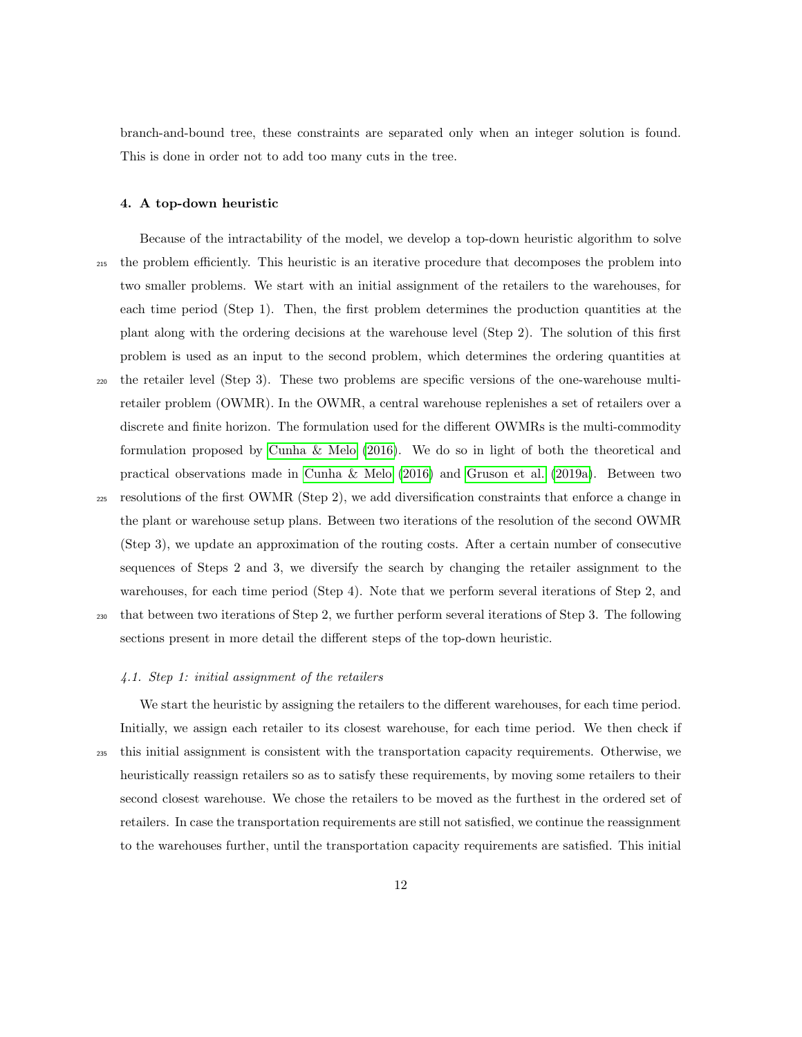branch-and-bound tree, these constraints are separated only when an integer solution is found. This is done in order not to add too many cuts in the tree.

## 4. A top-down heuristic

Because of the intractability of the model, we develop a top-down heuristic algorithm to solve the problem efficiently. This heuristic is an iterative procedure that decomposes the problem into two smaller problems. We start with an initial assignment of the retailers to the warehouses, for each time period (Step 1). Then, the first problem determines the production quantities at the plant along with the ordering decisions at the warehouse level (Step 2). The solution of this first problem is used as an input to the second problem, which determines the ordering quantities at the retailer level (Step 3). These two problems are specific versions of the one-warehouse multi-retailer problem (OWMR). In the OWMR, a central warehouse replenishes a set of retailers over a discrete and finite horizon. The formulation used for the different OWMRs is the multi-commodity formulation proposed by Cunha & Melo (2016). We do so in light of both the theoretical and practical observations made in Cunha & Melo (2016) and Gruson et al. (2019a). Between two resolutions of the first OWMR (Step 2), we add diversification constraints that enforce a change in the plant or warehouse setup plans. Between two iterations of the resolution of the second OWMR (Step 3), we update an approximation of the routing costs. After a certain number of consecutive sequences of Steps 2 and 3, we diversify the search by changing the retailer assignment to the warehouses, for each time period (Step 4). Note that we perform several iterations of Step 2, and that between two iterations of Step 2, we further perform several iterations of Step 3. The following sections present in more detail the different steps of the top-down heuristic.

### *4.1. Step 1: initial assignment of the retailers*

We start the heuristic by assigning the retailers to the different warehouses, for each time period. Initially, we assign each retailer to its closest warehouse, for each time period. We then check if this initial assignment is consistent with the transportation capacity requirements. Otherwise, we heuristically reassign retailers so as to satisfy these requirements, by moving some retailers to their second closest warehouse. We chose the retailers to be moved as the furthest in the ordered set of retailers. In case the transportation requirements are still not satisfied, we continue the reassignment to the warehouses further, until the transportation capacity requirements are satisfied. This initial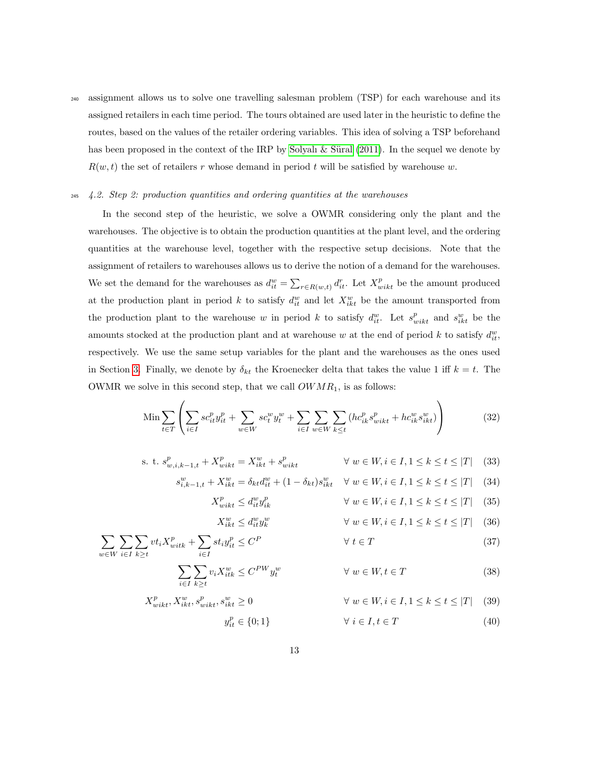assignment allows us to solve one travelling salesman problem (TSP) for each warehouse and its assigned retailers in each time period. The tours obtained are used later in the heuristic to define the routes, based on the values of the retailer ordering variables. This idea of solving a TSP beforehand has been proposed in the context of the IRP by Solyalı & Süral (2011). In the sequel we denote by $R(w,t)$ the set of retailers $r$ whose demand in period $t$ will be satisfied by warehouse $w$.

### *4.2. Step 2: production quantities and ordering quantities at the warehouses*

In the second step of the heuristic, we solve a OWMR considering only the plant and the warehouses. The objective is to obtain the production quantities at the plant level, and the ordering quantities at the warehouse level, together with the respective setup decisions. Note that the assignment of retailers to warehouses allows us to derive the notion of a demand for the warehouses. We set the demand for the warehouses as $d^w_{it} = \sum_{r \in R(w,t)} d^r_{it}$. Let $X^p_{wikt}$ be the amount produced at the production plant in period $k$ to satisfy $d^w_{it}$ and let $X^w_{ikt}$ be the amount transported from the production plant to the warehouse $w$ in period $k$ to satisfy $d^w_{it}$. Let $s^p_{wikt}$ and $s^w_{ikt}$ be the amounts stocked at the production plant and at warehouse $w$ at the end of period $k$ to satisfy $d^w_{it}$, respectively. We use the same setup variables for the plant and the warehouses as the ones used in Section 3. Finally, we denote by $\delta_{kt}$ the Kroenecker delta that takes the value 1 iff $k = t$. The OWMR we solve in this second step, that we call $OWMR_1$, is as follows:

$$\text{Min} \sum_{t \in T} \left( \sum_{i \in I} sc^p_{it} y^p_{it} + \sum_{w \in W} sc^w_t y^w_t + \sum_{i \in I} \sum_{w \in W} \sum_{k \leq t} (hc^p_{ik} s^p_{wikt} + hc^w_{ik} s^w_{ikt}) \right) \tag{32}$$

$$\text{s. t. } s^p_{w,i,k-1,t} + X^p_{wikt} = X^w_{ikt} + s^p_{wikt} \quad \forall\, w \in W, i \in I, 1 \leq k \leq t \leq |T| \tag{33}$$

$$s^w_{i,k-1,t} + X^w_{ikt} = \delta_{kt} d^w_{it} + (1 - \delta_{kt}) s^w_{ikt} \quad \forall\, w \in W, i \in I, 1 \leq k \leq t \leq |T| \tag{34}$$

$$X^p_{wikt} \leq d^w_{it} y^p_{ik} \quad \forall\, w \in W, i \in I, 1 \leq k \leq t \leq |T| \tag{35}$$

$$X^w_{ikt} \leq d^w_{it} y^w_k \quad \forall\, w \in W, i \in I, 1 \leq k \leq t \leq |T| \tag{36}$$

$$\sum_{w \in W} \sum_{i \in I} \sum_{k \geq t} vt_i X^p_{witk} + \sum_{i \in I} st_i y^p_{it} \leq C^P \quad \forall\, t \in T \tag{37}$$

$$\sum_{i \in I} \sum_{k \geq t} v_i X^w_{itk} \leq C^{PW} y^w_t \quad \forall\, w \in W, t \in T \tag{38}$$

$$X^p_{wikt}, X^w_{ikt}, s^p_{wikt}, s^w_{ikt} \geq 0 \quad \forall\, w \in W, i \in I, 1 \leq k \leq t \leq |T| \tag{39}$$

$$y^p_{it} \in \{0; 1\} \quad \forall\, i \in I, t \in T \tag{40}$$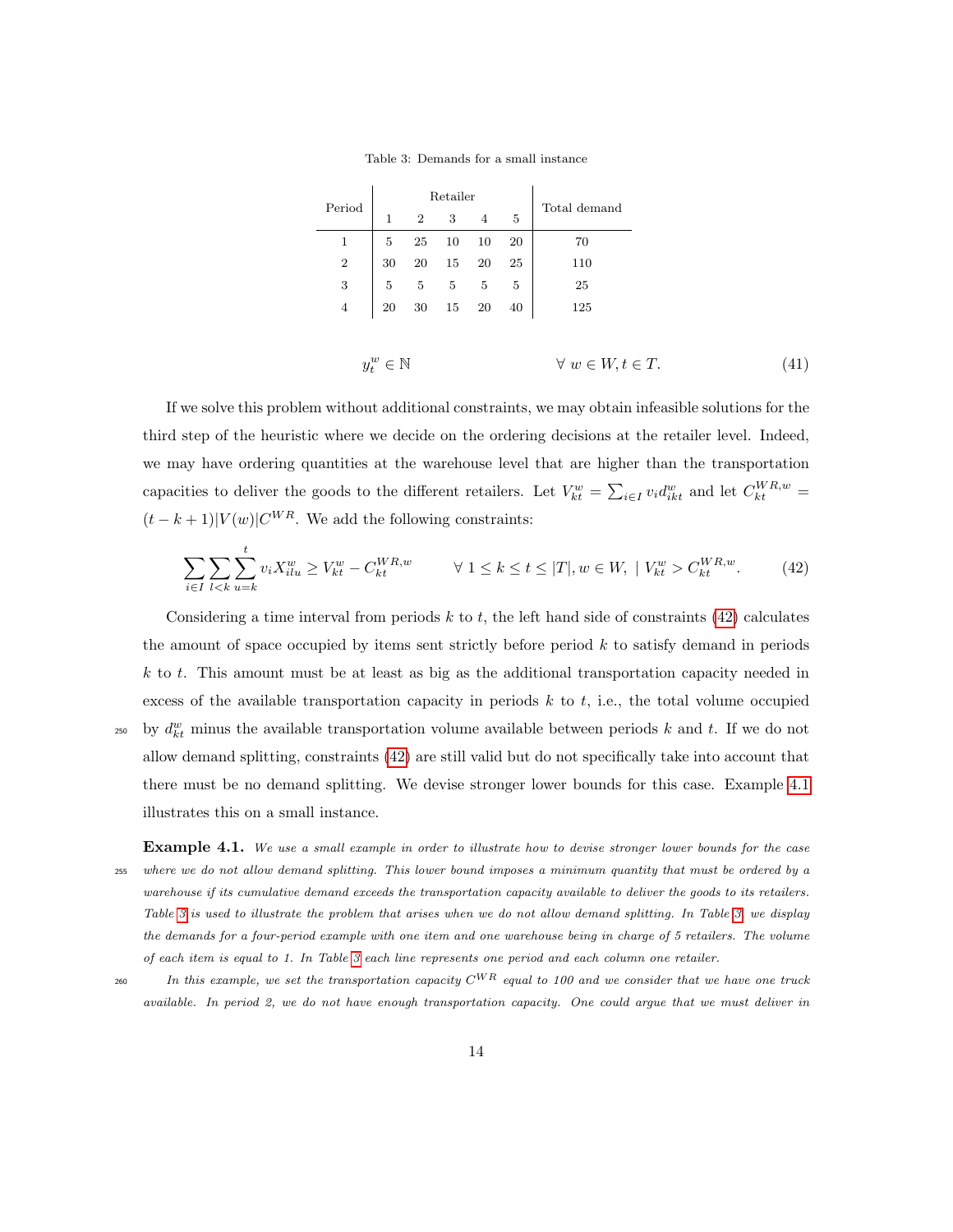Table 3: Demands for a small instance

| Period | Retailer | | | | | Total demand |
|---|---|---|---|---|---|---|
| | 1 | 2 | 3 | 4 | 5 | |
| 1 | 5 | 25 | 10 | 10 | 20 | 70 |
| 2 | 30 | 20 | 15 | 20 | 25 | 110 |
| 3 | 5 | 5 | 5 | 5 | 5 | 25 |
| 4 | 20 | 30 | 15 | 20 | 40 | 125 |

$$y_t^w \in \mathbb{N} \qquad \forall\ w \in W, t \in T. \tag{41}$$

If we solve this problem without additional constraints, we may obtain infeasible solutions for the third step of the heuristic where we decide on the ordering decisions at the retailer level. Indeed, we may have ordering quantities at the warehouse level that are higher than the transportation capacities to deliver the goods to the different retailers. Let $V_{kt}^w = \sum_{i \in I} v_i d_{ikt}^w$ and let $C_{kt}^{WR,w} = (t-k+1)|V(w)|C^{WR}$. We add the following constraints:

$$\sum_{i \in I} \sum_{l<k} \sum_{u=k}^{t} v_i X_{ilu}^w \geq V_{kt}^w - C_{kt}^{WR,w} \qquad \forall\ 1 \leq k \leq t \leq |T|, w \in W,\ |\ V_{kt}^w > C_{kt}^{WR,w}. \tag{42}$$

Considering a time interval from periods $k$ to $t$, the left hand side of constraints (42) calculates the amount of space occupied by items sent strictly before period $k$ to satisfy demand in periods $k$ to $t$. This amount must be at least as big as the additional transportation capacity needed in excess of the available transportation capacity in periods $k$ to $t$, i.e., the total volume occupied by $d_{kt}^w$ minus the available transportation volume available between periods $k$ and $t$. If we do not allow demand splitting, constraints (42) are still valid but do not specifically take into account that there must be no demand splitting. We devise stronger lower bounds for this case. Example 4.1 illustrates this on a small instance.

**Example 4.1.** *We use a small example in order to illustrate how to devise stronger lower bounds for the case where we do not allow demand splitting. This lower bound imposes a minimum quantity that must be ordered by a warehouse if its cumulative demand exceeds the transportation capacity available to deliver the goods to its retailers. Table 3 is used to illustrate the problem that arises when we do not allow demand splitting. In Table 3, we display the demands for a four-period example with one item and one warehouse being in charge of 5 retailers. The volume of each item is equal to 1. In Table 3 each line represents one period and each column one retailer.*

*In this example, we set the transportation capacity $C^{WR}$ equal to 100 and we consider that we have one truck available. In period 2, we do not have enough transportation capacity. One could argue that we must deliver in*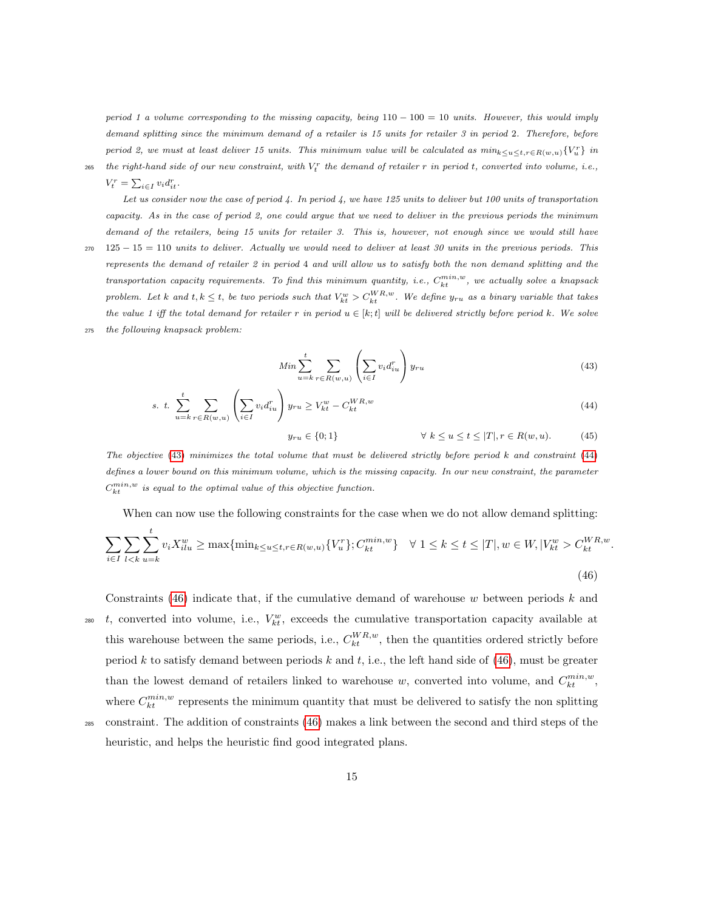*period 1 a volume corresponding to the missing capacity, being $110 - 100 = 10$ units. However, this would imply demand splitting since the minimum demand of a retailer is 15 units for retailer 3 in period 2. Therefore, before period 2, we must at least deliver 15 units. This minimum value will be calculated as $min_{k \le u \le t, r \in R(w,u)}\{V_u^r\}$ in the right-hand side of our new constraint, with $V_t^r$ the demand of retailer r in period t, converted into volume, i.e., $V_t^r = \sum_{i \in I} v_i d_{it}^r$.*

*Let us consider now the case of period 4. In period 4, we have 125 units to deliver but 100 units of transportation capacity. As in the case of period 2, one could argue that we need to deliver in the previous periods the minimum demand of the retailers, being 15 units for retailer 3. This is, however, not enough since we would still have $125 - 15 = 110$ units to deliver. Actually we would need to deliver at least 30 units in the previous periods. This represents the demand of retailer 2 in period 4 and will allow us to satisfy both the non demand splitting and the transportation capacity requirements. To find this minimum quantity, i.e., $C_{kt}^{min,w}$, we actually solve a knapsack problem. Let k and $t, k \le t$, be two periods such that $V_{kt}^w > C_{kt}^{WR,w}$. We define $y_{ru}$ as a binary variable that takes the value 1 iff the total demand for retailer r in period $u \in [k;t]$ will be delivered strictly before period k. We solve the following knapsack problem:*

$$Min \sum_{u=k}^{t} \sum_{r \in R(w,u)} \left( \sum_{i \in I} v_i d_{iu}^r \right) y_{ru} \tag{43}$$

$$s.\ t.\ \sum_{u=k}^{t} \sum_{r \in R(w,u)} \left( \sum_{i \in I} v_i d_{iu}^r \right) y_{ru} \ge V_{kt}^w - C_{kt}^{WR,w} \tag{44}$$

$$y_{ru} \in \{0;1\} \qquad \forall\ k \le u \le t \le |T|, r \in R(w,u). \tag{45}$$

*The objective (43) minimizes the total volume that must be delivered strictly before period k and constraint (44) defines a lower bound on this minimum volume, which is the missing capacity. In our new constraint, the parameter $C_{kt}^{min,w}$ is equal to the optimal value of this objective function.*

When can now use the following constraints for the case when we do not allow demand splitting:

$$\sum_{i \in I} \sum_{l<k} \sum_{u=k}^{t} v_i X_{ilu}^w \ge \max\{\min_{k \le u \le t, r \in R(w,u)}\{V_u^r\}; C_{kt}^{min,w}\} \quad \forall\ 1 \le k \le t \le |T|, w \in W, |V_{kt}^w > C_{kt}^{WR,w}. \tag{46}$$

Constraints (46) indicate that, if the cumulative demand of warehouse $w$ between periods $k$ and $t$, converted into volume, i.e., $V_{kt}^w$, exceeds the cumulative transportation capacity available at this warehouse between the same periods, i.e., $C_{kt}^{WR,w}$, then the quantities ordered strictly before period $k$ to satisfy demand between periods $k$ and $t$, i.e., the left hand side of (46), must be greater than the lowest demand of retailers linked to warehouse $w$, converted into volume, and $C_{kt}^{min,w}$, where $C_{kt}^{min,w}$ represents the minimum quantity that must be delivered to satisfy the non splitting constraint. The addition of constraints (46) makes a link between the second and third steps of the heuristic, and helps the heuristic find good integrated plans.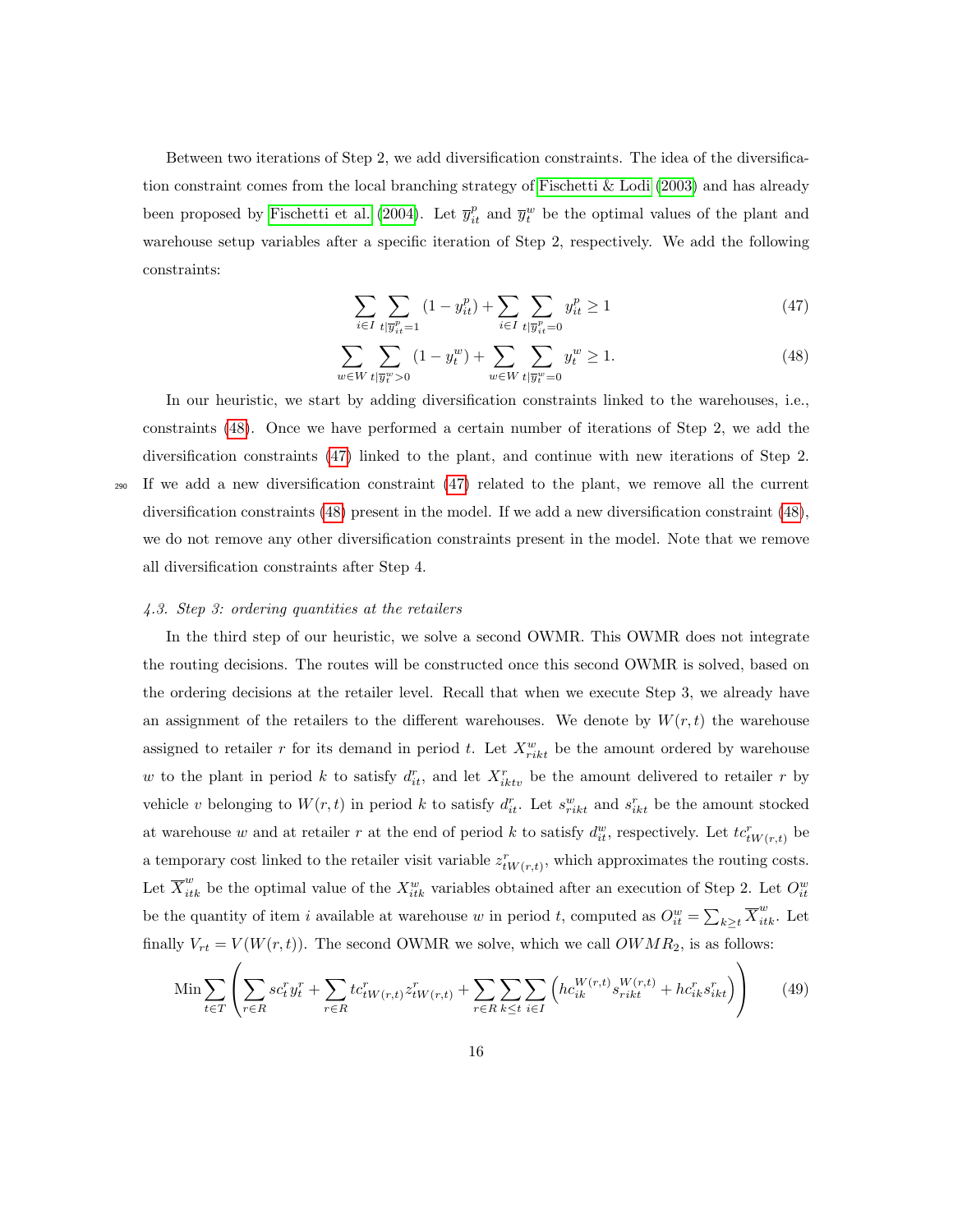Between two iterations of Step 2, we add diversification constraints. The idea of the diversification constraint comes from the local branching strategy of Fischetti & Lodi (2003) and has already been proposed by Fischetti et al. (2004). Let $\overline{y}^p_{it}$ and $\overline{y}^w_t$ be the optimal values of the plant and warehouse setup variables after a specific iteration of Step 2, respectively. We add the following constraints:

$$\sum_{i \in I} \sum_{t | \overline{y}^p_{it}=1} (1 - y^p_{it}) + \sum_{i \in I} \sum_{t | \overline{y}^p_{it}=0} y^p_{it} \geq 1 \tag{47}$$

$$\sum_{w \in W} \sum_{t | \overline{y}^w_t > 0} (1 - y^w_t) + \sum_{w \in W} \sum_{t | \overline{y}^w_t=0} y^w_t \geq 1. \tag{48}$$

In our heuristic, we start by adding diversification constraints linked to the warehouses, i.e., constraints (48). Once we have performed a certain number of iterations of Step 2, we add the diversification constraints (47) linked to the plant, and continue with new iterations of Step 2. If we add a new diversification constraint (47) related to the plant, we remove all the current diversification constraints (48) present in the model. If we add a new diversification constraint (48), we do not remove any other diversification constraints present in the model. Note that we remove all diversification constraints after Step 4.

*4.3. Step 3: ordering quantities at the retailers*

In the third step of our heuristic, we solve a second OWMR. This OWMR does not integrate the routing decisions. The routes will be constructed once this second OWMR is solved, based on the ordering decisions at the retailer level. Recall that when we execute Step 3, we already have an assignment of the retailers to the different warehouses. We denote by $W(r,t)$ the warehouse assigned to retailer $r$ for its demand in period $t$. Let $X^w_{rikt}$ be the amount ordered by warehouse $w$ to the plant in period $k$ to satisfy $d^r_{it}$, and let $X^r_{iktv}$ be the amount delivered to retailer $r$ by vehicle $v$ belonging to $W(r,t)$ in period $k$ to satisfy $d^r_{it}$. Let $s^w_{rikt}$ and $s^r_{ikt}$ be the amount stocked at warehouse $w$ and at retailer $r$ at the end of period $k$ to satisfy $d^w_{it}$, respectively. Let $tc^r_{tW(r,t)}$ be a temporary cost linked to the retailer visit variable $z^r_{tW(r,t)}$, which approximates the routing costs. Let $\overline{X}^w_{itk}$ be the optimal value of the $X^w_{itk}$ variables obtained after an execution of Step 2. Let $O^w_{it}$ be the quantity of item $i$ available at warehouse $w$ in period $t$, computed as $O^w_{it} = \sum_{k \geq t} \overline{X}^w_{itk}$. Let finally $V_{rt} = V(W(r,t))$. The second OWMR we solve, which we call $OWMR_2$, is as follows:

$$\text{Min} \sum_{t \in T} \left( \sum_{r \in R} sc^r_t y^r_t + \sum_{r \in R} tc^r_{tW(r,t)} z^r_{tW(r,t)} + \sum_{r \in R} \sum_{k \leq t} \sum_{i \in I} \left( hc^{W(r,t)}_{ik} s^{W(r,t)}_{rikt} + hc^r_{ik} s^r_{ikt} \right) \right) \tag{49}$$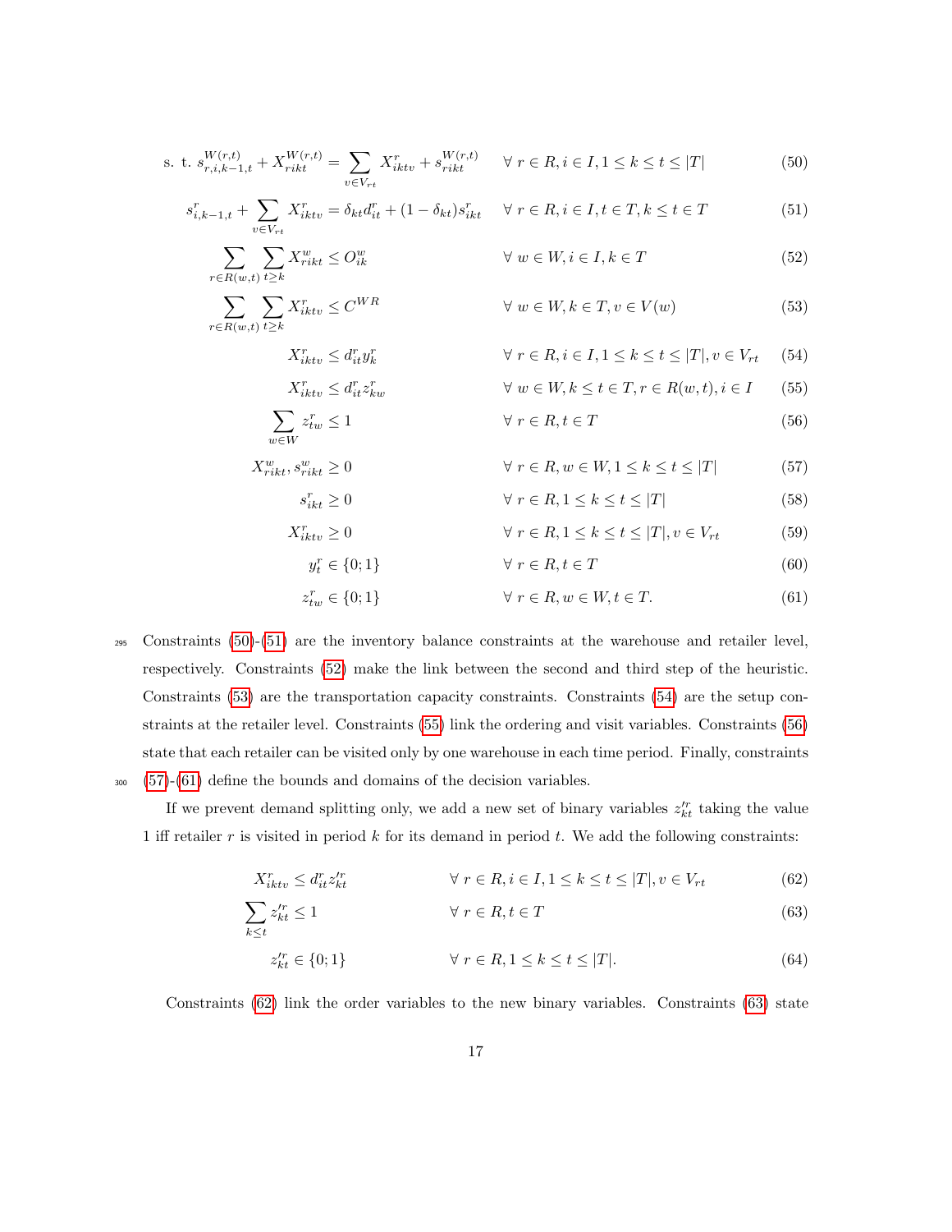$$\text{s. t. } s^{W(r,t)}_{r,i,k-1,t} + X^{W(r,t)}_{rikt} = \sum_{v \in V_{rt}} X^r_{iktv} + s^{W(r,t)}_{rikt} \quad \forall\, r \in R, i \in I, 1 \leq k \leq t \leq |T| \tag{50}$$

$$s^r_{i,k-1,t} + \sum_{v \in V_{rt}} X^r_{iktv} = \delta_{kt} d^r_{it} + (1 - \delta_{kt}) s^r_{ikt} \quad \forall\, r \in R, i \in I, t \in T, k \leq t \in T \tag{51}$$

$$\sum_{r \in R(w,t)} \sum_{t \geq k} X^w_{rikt} \leq O^w_{ik} \quad \forall\, w \in W, i \in I, k \in T \tag{52}$$

$$\sum_{r \in R(w,t)} \sum_{t \geq k} X^r_{iktv} \leq C^{WR} \quad \forall\, w \in W, k \in T, v \in V(w) \tag{53}$$

$$X^r_{iktv} \leq d^r_{it} y^r_k \quad \forall\, r \in R, i \in I, 1 \leq k \leq t \leq |T|, v \in V_{rt} \tag{54}$$

$$X^r_{iktv} \leq d^r_{it} z^r_{kw} \quad \forall\, w \in W, k \leq t \in T, r \in R(w,t), i \in I \tag{55}$$

$$\sum_{w \in W} z^r_{tw} \leq 1 \quad \forall\, r \in R, t \in T \tag{56}$$

$$X^w_{rikt}, s^w_{rikt} \geq 0 \quad \forall\, r \in R, w \in W, 1 \leq k \leq t \leq |T| \tag{57}$$

$$s^r_{ikt} \geq 0 \quad \forall\, r \in R, 1 \leq k \leq t \leq |T| \tag{58}$$

$$X^r_{iktv} \geq 0 \quad \forall\, r \in R, 1 \leq k \leq t \leq |T|, v \in V_{rt} \tag{59}$$

$$y^r_t \in \{0; 1\} \quad \forall\, r \in R, t \in T \tag{60}$$

$$z^r_{tw} \in \{0; 1\} \quad \forall\, r \in R, w \in W, t \in T. \tag{61}$$

Constraints (50)-(51) are the inventory balance constraints at the warehouse and retailer level, respectively. Constraints (52) make the link between the second and third step of the heuristic. Constraints (53) are the transportation capacity constraints. Constraints (54) are the setup constraints at the retailer level. Constraints (55) link the ordering and visit variables. Constraints (56) state that each retailer can be visited only by one warehouse in each time period. Finally, constraints (57)-(61) define the bounds and domains of the decision variables.

If we prevent demand splitting only, we add a new set of binary variables $z'^r_{kt}$ taking the value 1 iff retailer $r$ is visited in period $k$ for its demand in period $t$. We add the following constraints:

$$X^r_{iktv} \leq d^r_{it} z'^r_{kt} \quad \forall\, r \in R, i \in I, 1 \leq k \leq t \leq |T|, v \in V_{rt} \tag{62}$$

$$\sum_{k \leq t} z'^r_{kt} \leq 1 \quad \forall\, r \in R, t \in T \tag{63}$$

$$z'^r_{kt} \in \{0; 1\} \quad \forall\, r \in R, 1 \leq k \leq t \leq |T|. \tag{64}$$

Constraints (62) link the order variables to the new binary variables. Constraints (63) state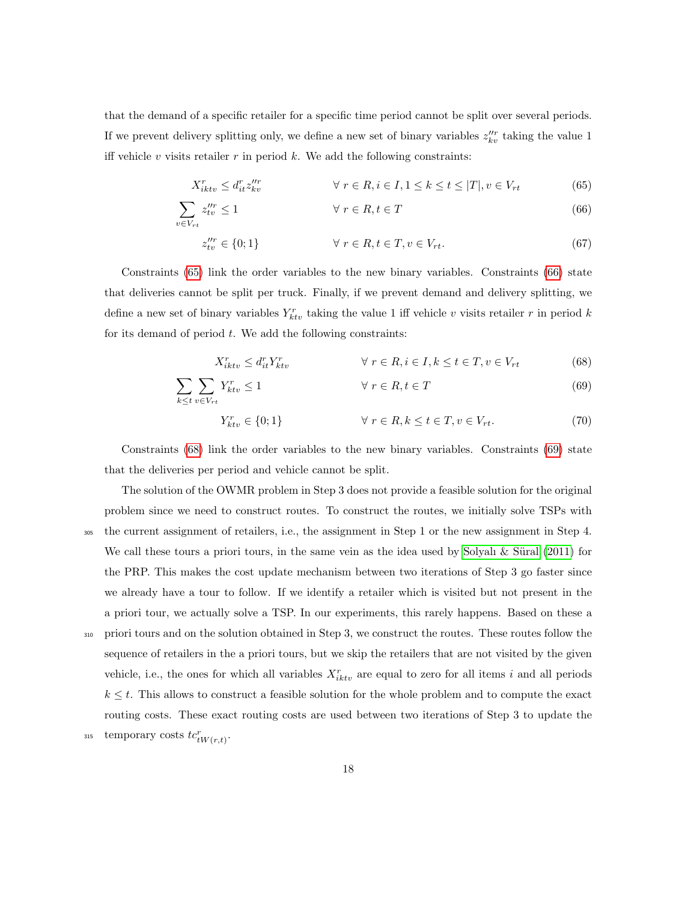that the demand of a specific retailer for a specific time period cannot be split over several periods. If we prevent delivery splitting only, we define a new set of binary variables $z''^r_{kv}$ taking the value 1 iff vehicle $v$ visits retailer $r$ in period $k$. We add the following constraints:

$$X^r_{iktv} \leq d^r_{it} z''^r_{kv} \qquad \forall\, r \in R, i \in I, 1 \leq k \leq t \leq |T|, v \in V_{rt} \tag{65}$$

$$\sum_{v \in V_{rt}} z''^r_{tv} \leq 1 \qquad \forall\, r \in R, t \in T \tag{66}$$

$$z''^r_{tv} \in \{0; 1\} \qquad \forall\, r \in R, t \in T, v \in V_{rt}. \tag{67}$$

Constraints (65) link the order variables to the new binary variables. Constraints (66) state that deliveries cannot be split per truck. Finally, if we prevent demand and delivery splitting, we define a new set of binary variables $Y^r_{ktv}$ taking the value 1 iff vehicle $v$ visits retailer $r$ in period $k$ for its demand of period $t$. We add the following constraints:

$$X^r_{iktv} \leq d^r_{it} Y^r_{ktv} \qquad \forall\, r \in R, i \in I, k \leq t \in T, v \in V_{rt} \tag{68}$$

$$\sum_{k \leq t} \sum_{v \in V_{rt}} Y^r_{ktv} \leq 1 \qquad \forall\, r \in R, t \in T \tag{69}$$

$$Y^r_{ktv} \in \{0; 1\} \qquad \forall\, r \in R, k \leq t \in T, v \in V_{rt}. \tag{70}$$

Constraints (68) link the order variables to the new binary variables. Constraints (69) state that the deliveries per period and vehicle cannot be split.

The solution of the OWMR problem in Step 3 does not provide a feasible solution for the original problem since we need to construct routes. To construct the routes, we initially solve TSPs with the current assignment of retailers, i.e., the assignment in Step 1 or the new assignment in Step 4. We call these tours a priori tours, in the same vein as the idea used by Solyalı & Süral (2011) for the PRP. This makes the cost update mechanism between two iterations of Step 3 go faster since we already have a tour to follow. If we identify a retailer which is visited but not present in the a priori tour, we actually solve a TSP. In our experiments, this rarely happens. Based on these a priori tours and on the solution obtained in Step 3, we construct the routes. These routes follow the sequence of retailers in the a priori tours, but we skip the retailers that are not visited by the given vehicle, i.e., the ones for which all variables $X^r_{iktv}$ are equal to zero for all items $i$ and all periods $k \leq t$. This allows to construct a feasible solution for the whole problem and to compute the exact routing costs. These exact routing costs are used between two iterations of Step 3 to update the temporary costs $tc^r_{tW(r,t)}$.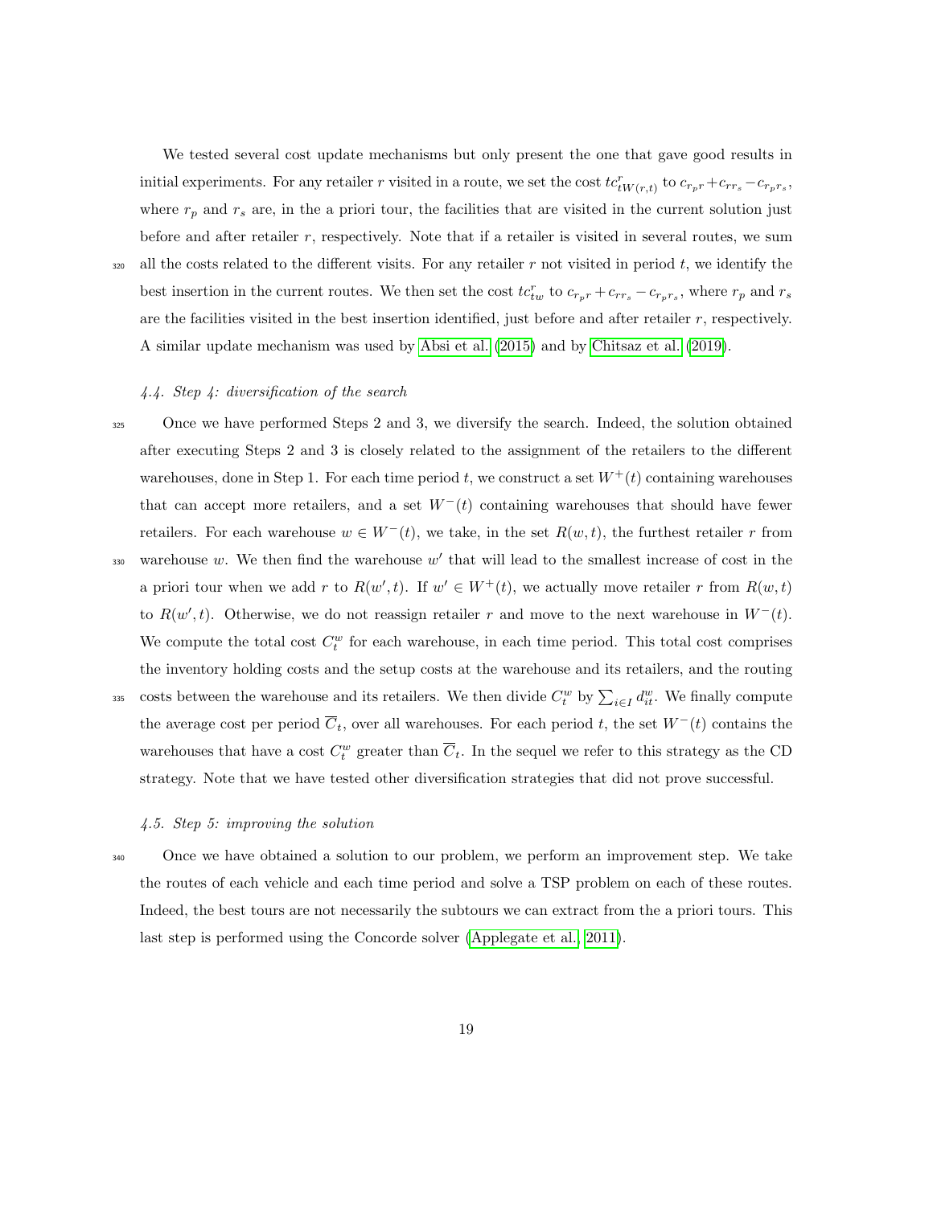We tested several cost update mechanisms but only present the one that gave good results in initial experiments. For any retailer $r$ visited in a route, we set the cost $tc^r_{tW(r,t)}$ to $c_{r_p r} + c_{r r_s} - c_{r_p r_s}$, where $r_p$ and $r_s$ are, in the a priori tour, the facilities that are visited in the current solution just before and after retailer $r$, respectively. Note that if a retailer is visited in several routes, we sum all the costs related to the different visits. For any retailer $r$ not visited in period $t$, we identify the best insertion in the current routes. We then set the cost $tc^r_{tw}$ to $c_{r_p r} + c_{r r_s} - c_{r_p r_s}$, where $r_p$ and $r_s$ are the facilities visited in the best insertion identified, just before and after retailer $r$, respectively. A similar update mechanism was used by Absi et al. (2015) and by Chitsaz et al. (2019).

### *4.4. Step 4: diversification of the search*

Once we have performed Steps 2 and 3, we diversify the search. Indeed, the solution obtained after executing Steps 2 and 3 is closely related to the assignment of the retailers to the different warehouses, done in Step 1. For each time period $t$, we construct a set $W^+(t)$ containing warehouses that can accept more retailers, and a set $W^-(t)$ containing warehouses that should have fewer retailers. For each warehouse $w \in W^-(t)$, we take, in the set $R(w,t)$, the furthest retailer $r$ from warehouse $w$. We then find the warehouse $w'$ that will lead to the smallest increase of cost in the a priori tour when we add $r$ to $R(w',t)$. If $w' \in W^+(t)$, we actually move retailer $r$ from $R(w,t)$ to $R(w',t)$. Otherwise, we do not reassign retailer $r$ and move to the next warehouse in $W^-(t)$. We compute the total cost $C^w_t$ for each warehouse, in each time period. This total cost comprises the inventory holding costs and the setup costs at the warehouse and its retailers, and the routing costs between the warehouse and its retailers. We then divide $C^w_t$ by $\sum_{i \in I} d^w_{it}$. We finally compute the average cost per period $\overline{C}_t$, over all warehouses. For each period $t$, the set $W^-(t)$ contains the warehouses that have a cost $C^w_t$ greater than $\overline{C}_t$. In the sequel we refer to this strategy as the CD strategy. Note that we have tested other diversification strategies that did not prove successful.

### *4.5. Step 5: improving the solution*

Once we have obtained a solution to our problem, we perform an improvement step. We take the routes of each vehicle and each time period and solve a TSP problem on each of these routes. Indeed, the best tours are not necessarily the subtours we can extract from the a priori tours. This last step is performed using the Concorde solver (Applegate et al., 2011).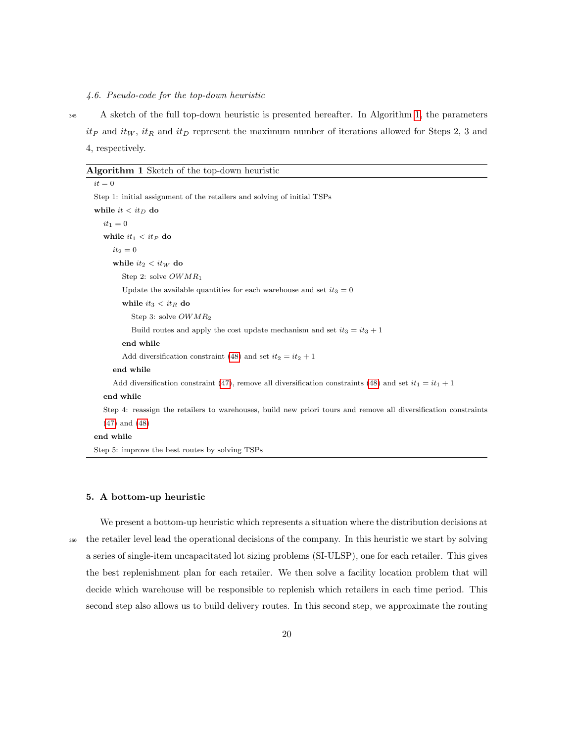### 4.6. Pseudo-code for the top-down heuristic

A sketch of the full top-down heuristic is presented hereafter. In Algorithm 1, the parameters $it_P$ and $it_W$, $it_R$ and $it_D$ represent the maximum number of iterations allowed for Steps 2, 3 and 4, respectively.

**Algorithm 1** Sketch of the top-down heuristic

```
it = 0
Step 1: initial assignment of the retailers and solving of initial TSPs
while it < it_D do
  it_1 = 0
  while it_1 < it_P do
    it_2 = 0
    while it_2 < it_W do
      Step 2: solve OWMR_1
      Update the available quantities for each warehouse and set it_3 = 0
      while it_3 < it_R do
        Step 3: solve OWMR_2
        Build routes and apply the cost update mechanism and set it_3 = it_3 + 1
      end while
      Add diversification constraint (48) and set it_2 = it_2 + 1
    end while
    Add diversification constraint (47), remove all diversification constraints (48) and set it_1 = it_1 + 1
  end while
  Step 4: reassign the retailers to warehouses, build new priori tours and remove all diversification constraints (47) and (48)
end while
Step 5: improve the best routes by solving TSPs
```

## 5. A bottom-up heuristic

We present a bottom-up heuristic which represents a situation where the distribution decisions at the retailer level lead the operational decisions of the company. In this heuristic we start by solving a series of single-item uncapacitated lot sizing problems (SI-ULSP), one for each retailer. This gives the best replenishment plan for each retailer. We then solve a facility location problem that will decide which warehouse will be responsible to replenish which retailers in each time period. This second step also allows us to build delivery routes. In this second step, we approximate the routing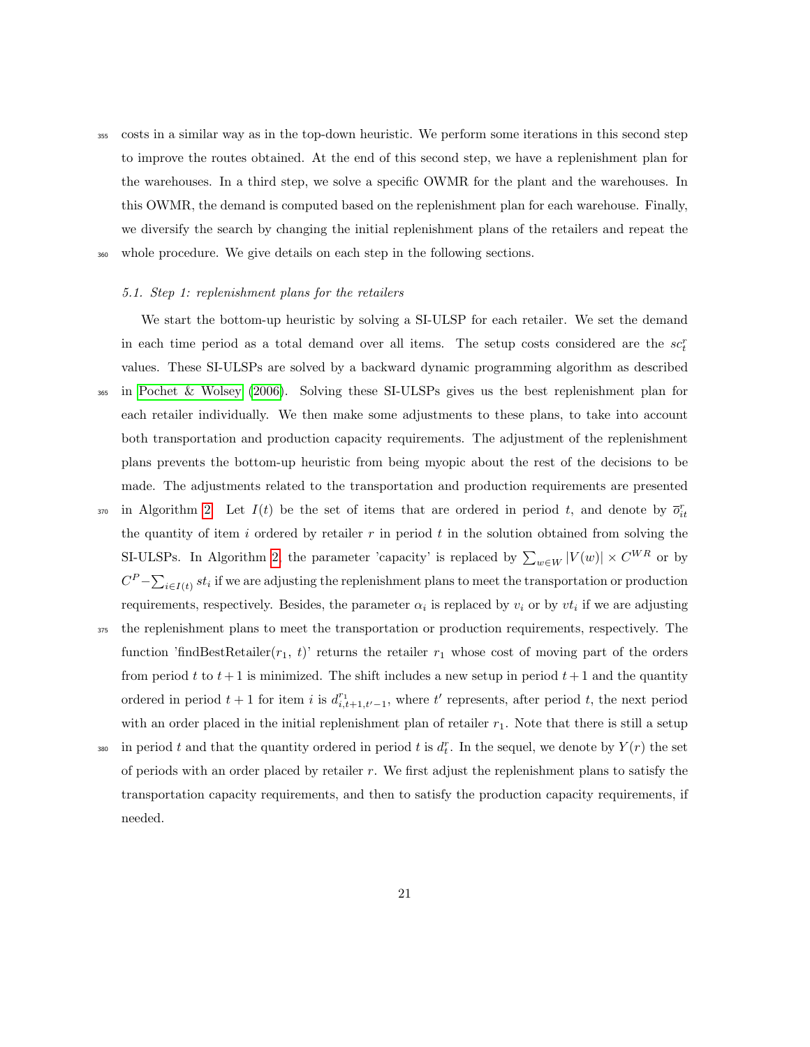costs in a similar way as in the top-down heuristic. We perform some iterations in this second step to improve the routes obtained. At the end of this second step, we have a replenishment plan for the warehouses. In a third step, we solve a specific OWMR for the plant and the warehouses. In this OWMR, the demand is computed based on the replenishment plan for each warehouse. Finally, we diversify the search by changing the initial replenishment plans of the retailers and repeat the whole procedure. We give details on each step in the following sections.

### 5.1. Step 1: replenishment plans for the retailers

We start the bottom-up heuristic by solving a SI-ULSP for each retailer. We set the demand in each time period as a total demand over all items. The setup costs considered are the $sc_t^r$ values. These SI-ULSPs are solved by a backward dynamic programming algorithm as described in Pochet & Wolsey (2006). Solving these SI-ULSPs gives us the best replenishment plan for each retailer individually. We then make some adjustments to these plans, to take into account both transportation and production capacity requirements. The adjustment of the replenishment plans prevents the bottom-up heuristic from being myopic about the rest of the decisions to be made. The adjustments related to the transportation and production requirements are presented in Algorithm 2. Let $I(t)$ be the set of items that are ordered in period $t$, and denote by $\overline{o}_{it}^r$ the quantity of item $i$ ordered by retailer $r$ in period $t$ in the solution obtained from solving the SI-ULSPs. In Algorithm 2, the parameter 'capacity' is replaced by $\sum_{w \in W} |V(w)| \times C^{WR}$ or by $C^P - \sum_{i \in I(t)} st_i$ if we are adjusting the replenishment plans to meet the transportation or production requirements, respectively. Besides, the parameter $\alpha_i$ is replaced by $v_i$ or by $vt_i$ if we are adjusting the replenishment plans to meet the transportation or production requirements, respectively. The function 'findBestRetailer($r_1$, $t$)' returns the retailer $r_1$ whose cost of moving part of the orders from period $t$ to $t+1$ is minimized. The shift includes a new setup in period $t+1$ and the quantity ordered in period $t+1$ for item $i$ is $d_{i,t+1,t'-1}^{r_1}$, where $t'$ represents, after period $t$, the next period with an order placed in the initial replenishment plan of retailer $r_1$. Note that there is still a setup in period $t$ and that the quantity ordered in period $t$ is $d_t^r$. In the sequel, we denote by $Y(r)$ the set of periods with an order placed by retailer $r$. We first adjust the replenishment plans to satisfy the transportation capacity requirements, and then to satisfy the production capacity requirements, if needed.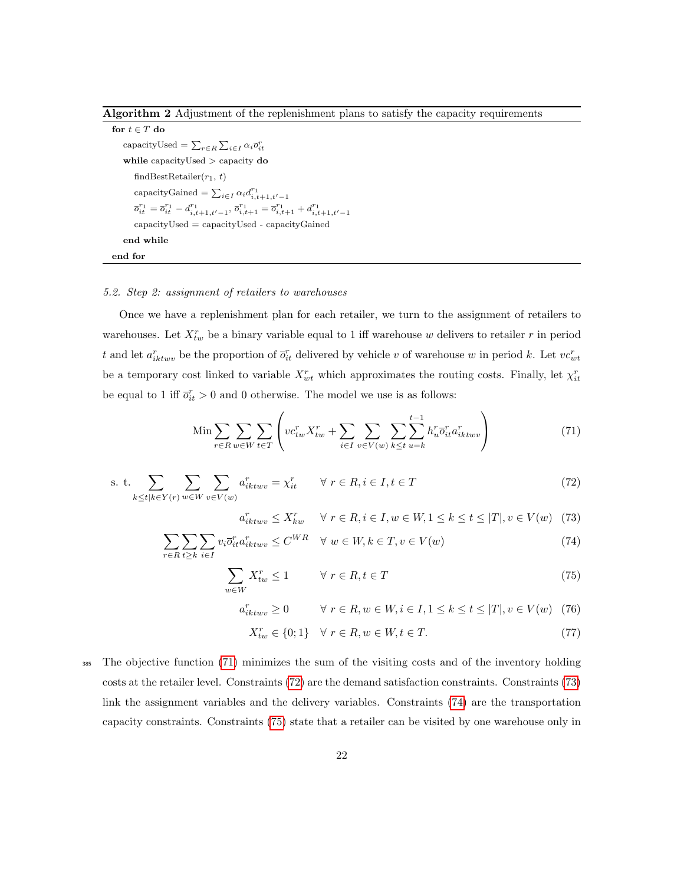**Algorithm 2** Adjustment of the replenishment plans to satisfy the capacity requirements

```
for t ∈ T do
    capacityUsed = Σ_{r∈R} Σ_{i∈I} α_i ō^r_{it}
    while capacityUsed > capacity do
        findBestRetailer(r_1, t)
        capacityGained = Σ_{i∈I} α_i d^{r_1}_{i,t+1,t'-1}
        ō^{r_1}_{it} = ō^{r_1}_{it} − d^{r_1}_{i,t+1,t'-1}, ō^{r_1}_{i,t+1} = ō^{r_1}_{i,t+1} + d^{r_1}_{i,t+1,t'-1}
        capacityUsed = capacityUsed - capacityGained
    end while
end for
```

### *5.2. Step 2: assignment of retailers to warehouses*

Once we have a replenishment plan for each retailer, we turn to the assignment of retailers to warehouses. Let $X^r_{tw}$ be a binary variable equal to 1 iff warehouse $w$ delivers to retailer $r$ in period $t$ and let $a^r_{iktwv}$ be the proportion of $\overline{o}^r_{it}$ delivered by vehicle $v$ of warehouse $w$ in period $k$. Let $vc^r_{wt}$ be a temporary cost linked to variable $X^r_{wt}$ which approximates the routing costs. Finally, let $\chi^r_{it}$ be equal to 1 iff $\overline{o}^r_{it} > 0$ and 0 otherwise. The model we use is as follows:

$$\text{Min} \sum_{r\in R} \sum_{w\in W} \sum_{t\in T} \left( vc^r_{tw} X^r_{tw} + \sum_{i\in I} \sum_{v\in V(w)} \sum_{k\leq t} \sum_{u=k}^{t-1} h^r_u \overline{o}^r_{it} a^r_{iktwv} \right) \tag{71}$$

$$\text{s. t.} \sum_{k\leq t | k\in Y(r)} \sum_{w\in W} \sum_{v\in V(w)} a^r_{iktwv} = \chi^r_{it} \qquad \forall\, r\in R, i\in I, t\in T \tag{72}$$

$$a^r_{iktwv} \leq X^r_{kw} \qquad \forall\, r\in R, i\in I, w\in W, 1\leq k\leq t\leq |T|, v\in V(w) \tag{73}$$

$$\sum_{r\in R} \sum_{t\geq k} \sum_{i\in I} v_i \overline{o}^r_{it} a^r_{iktwv} \leq C^{WR} \quad \forall\, w\in W, k\in T, v\in V(w) \tag{74}$$

$$\sum_{w\in W} X^r_{tw} \leq 1 \qquad \forall\, r\in R, t\in T \tag{75}$$

$$a^r_{iktwv} \geq 0 \qquad \forall\, r\in R, w\in W, i\in I, 1\leq k\leq t\leq |T|, v\in V(w) \tag{76}$$

$$X^r_{tw} \in \{0;1\} \quad \forall\, r\in R, w\in W, t\in T. \tag{77}$$

The objective function (71) minimizes the sum of the visiting costs and of the inventory holding costs at the retailer level. Constraints (72) are the demand satisfaction constraints. Constraints (73) link the assignment variables and the delivery variables. Constraints (74) are the transportation capacity constraints. Constraints (75) state that a retailer can be visited by one warehouse only in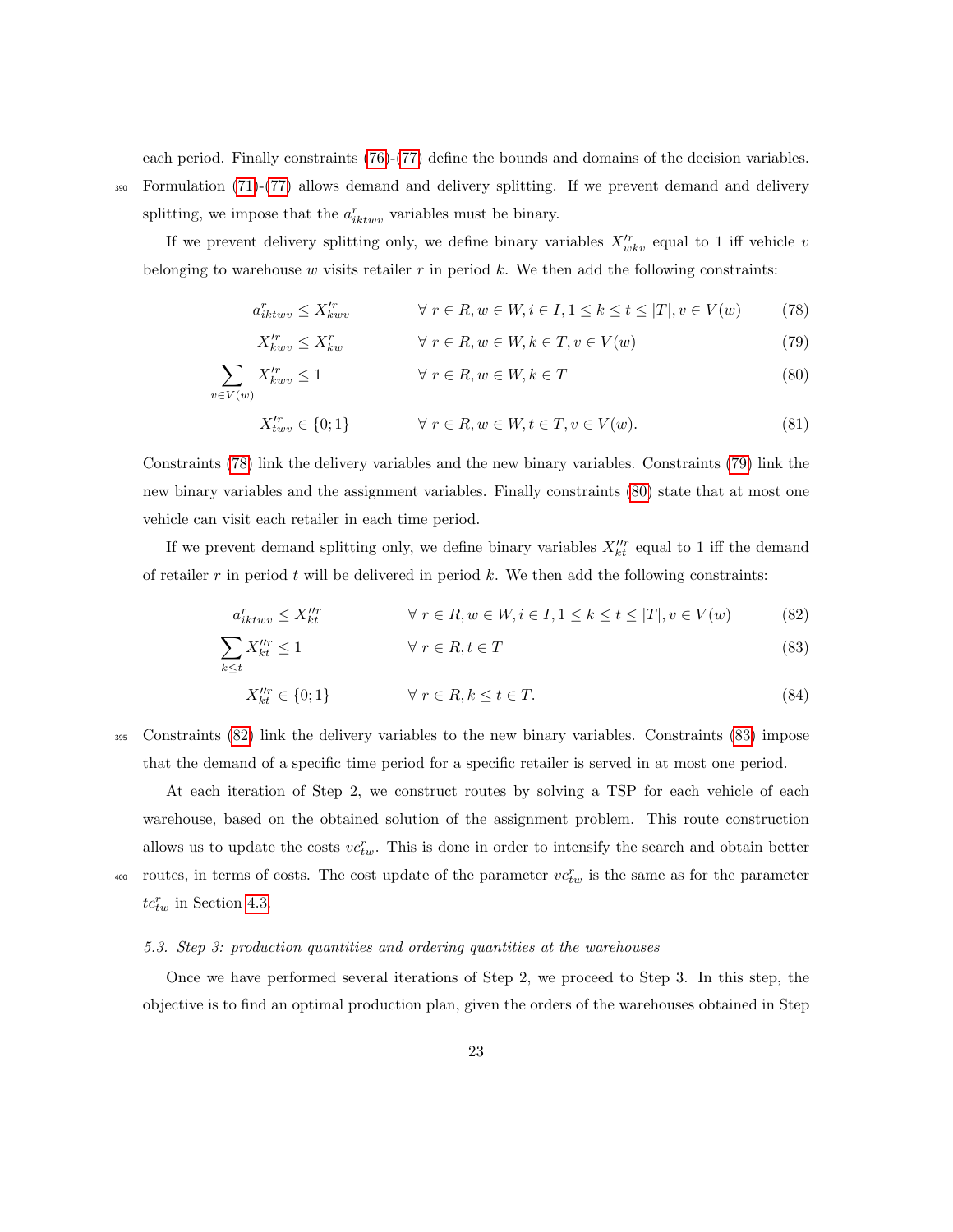each period. Finally constraints (76)-(77) define the bounds and domains of the decision variables. Formulation (71)-(77) allows demand and delivery splitting. If we prevent demand and delivery splitting, we impose that the $a^r_{iktwv}$ variables must be binary.

If we prevent delivery splitting only, we define binary variables $X'^r_{wkv}$ equal to 1 iff vehicle $v$ belonging to warehouse $w$ visits retailer $r$ in period $k$. We then add the following constraints:

$$a^r_{iktwv} \leq X'^r_{kwv} \qquad \forall\ r \in R, w \in W, i \in I, 1 \leq k \leq t \leq |T|, v \in V(w) \tag{78}$$

$$X'^r_{kwv} \leq X^r_{kw} \qquad \forall\ r \in R, w \in W, k \in T, v \in V(w) \tag{79}$$

$$\sum_{v \in V(w)} X'^r_{kwv} \leq 1 \qquad \forall\ r \in R, w \in W, k \in T \tag{80}$$

$$X'^r_{twv} \in \{0; 1\} \qquad \forall\ r \in R, w \in W, t \in T, v \in V(w). \tag{81}$$

Constraints (78) link the delivery variables and the new binary variables. Constraints (79) link the new binary variables and the assignment variables. Finally constraints (80) state that at most one vehicle can visit each retailer in each time period.

If we prevent demand splitting only, we define binary variables $X''^r_{kt}$ equal to 1 iff the demand of retailer $r$ in period $t$ will be delivered in period $k$. We then add the following constraints:

$$a^r_{iktwv} \leq X''^r_{kt} \qquad \forall\ r \in R, w \in W, i \in I, 1 \leq k \leq t \leq |T|, v \in V(w) \tag{82}$$

$$\sum_{k \leq t} X''^r_{kt} \leq 1 \qquad \forall\ r \in R, t \in T \tag{83}$$

$$X''^r_{kt} \in \{0; 1\} \qquad \forall\ r \in R, k \leq t \in T. \tag{84}$$

Constraints (82) link the delivery variables to the new binary variables. Constraints (83) impose that the demand of a specific time period for a specific retailer is served in at most one period.

At each iteration of Step 2, we construct routes by solving a TSP for each vehicle of each warehouse, based on the obtained solution of the assignment problem. This route construction allows us to update the costs $vc^r_{tw}$. This is done in order to intensify the search and obtain better routes, in terms of costs. The cost update of the parameter $vc^r_{tw}$ is the same as for the parameter $tc^r_{tw}$ in Section 4.3.

### *5.3. Step 3: production quantities and ordering quantities at the warehouses*

Once we have performed several iterations of Step 2, we proceed to Step 3. In this step, the objective is to find an optimal production plan, given the orders of the warehouses obtained in Step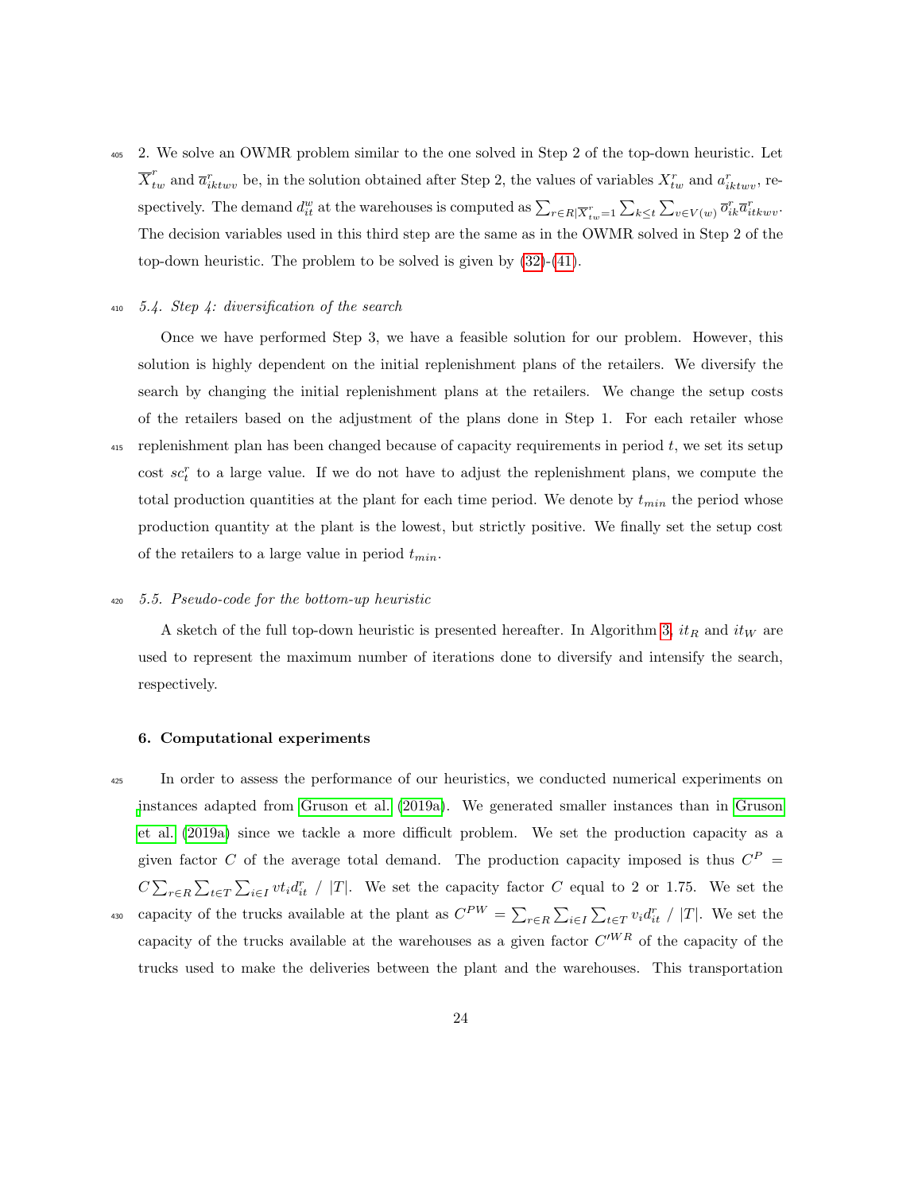2. We solve an OWMR problem similar to the one solved in Step 2 of the top-down heuristic. Let $\overline{X}^r_{tw}$ and $\overline{a}^r_{iktwv}$ be, in the solution obtained after Step 2, the values of variables $X^r_{tw}$ and $a^r_{iktwv}$, respectively. The demand $d^w_{it}$ at the warehouses is computed as $\sum_{r\in R|\overline{X}^r_{tw}=1}\sum_{k\leq t}\sum_{v\in V(w)}\overline{\sigma}^r_{ik}\overline{a}^r_{itkwv}$. The decision variables used in this third step are the same as in the OWMR solved in Step 2 of the top-down heuristic. The problem to be solved is given by (32)-(41).

### 5.4. Step 4: diversification of the search

Once we have performed Step 3, we have a feasible solution for our problem. However, this solution is highly dependent on the initial replenishment plans of the retailers. We diversify the search by changing the initial replenishment plans at the retailers. We change the setup costs of the retailers based on the adjustment of the plans done in Step 1. For each retailer whose replenishment plan has been changed because of capacity requirements in period $t$, we set its setup cost $sc^r_t$ to a large value. If we do not have to adjust the replenishment plans, we compute the total production quantities at the plant for each time period. We denote by $t_{min}$ the period whose production quantity at the plant is the lowest, but strictly positive. We finally set the setup cost of the retailers to a large value in period $t_{min}$.

### 5.5. Pseudo-code for the bottom-up heuristic

A sketch of the full top-down heuristic is presented hereafter. In Algorithm 3, $it_R$ and $it_W$ are used to represent the maximum number of iterations done to diversify and intensify the search, respectively.

## 6. Computational experiments

In order to assess the performance of our heuristics, we conducted numerical experiments on instances adapted from Gruson et al. (2019a). We generated smaller instances than in Gruson et al. (2019a) since we tackle a more difficult problem. We set the production capacity as a given factor $C$ of the average total demand. The production capacity imposed is thus $C^P = C\sum_{r\in R}\sum_{t\in T}\sum_{i\in I} vt_i d^r_{it}\ /\ |T|$. We set the capacity factor $C$ equal to 2 or 1.75. We set the capacity of the trucks available at the plant as $C^{PW} = \sum_{r\in R}\sum_{i\in I}\sum_{t\in T} v_i d^r_{it}\ /\ |T|$. We set the capacity of the trucks available at the warehouses as a given factor $C'^{WR}$ of the capacity of the trucks used to make the deliveries between the plant and the warehouses. This transportation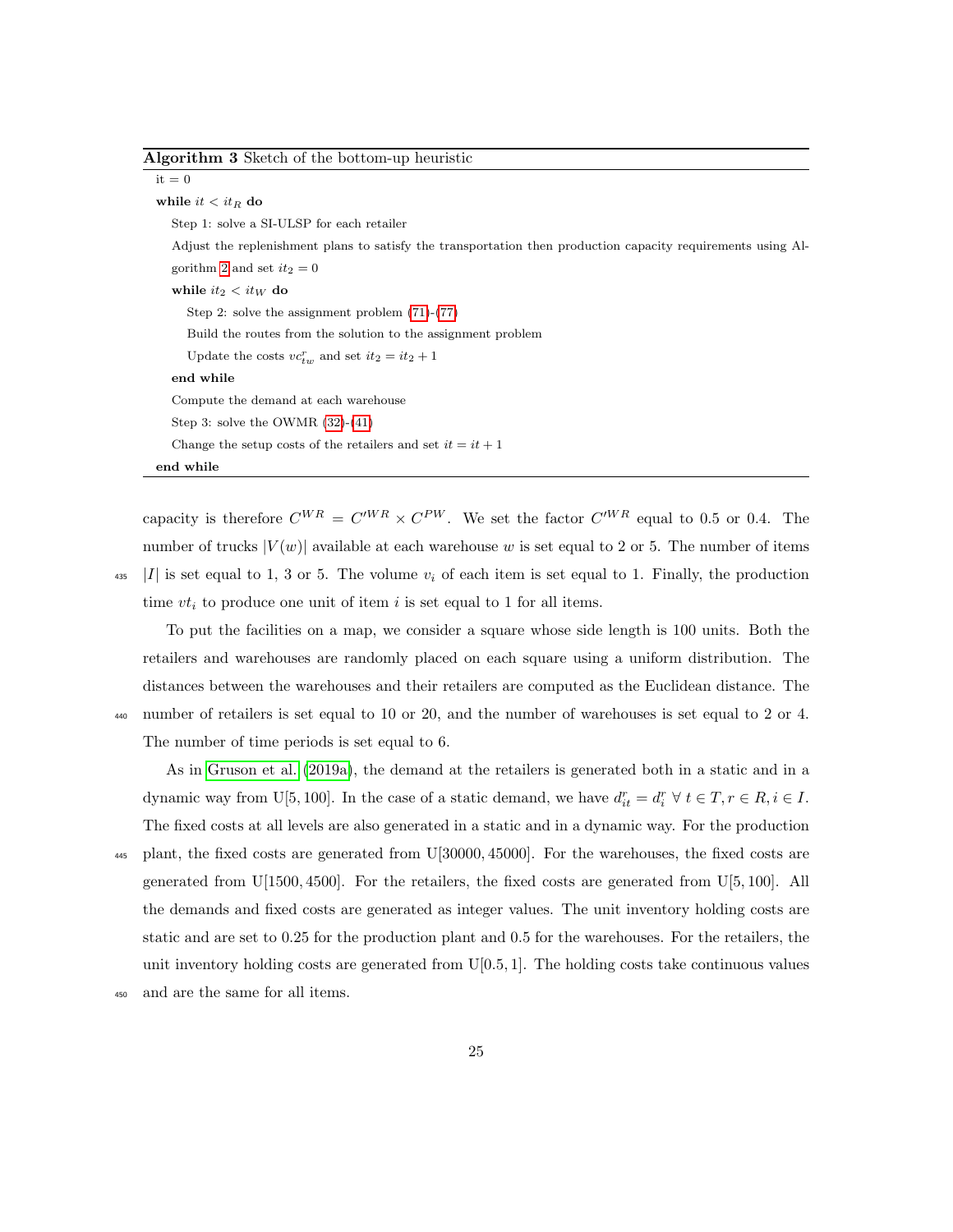**Algorithm 3** Sketch of the bottom-up heuristic

```
it = 0
while it < it_R do
    Step 1: solve a SI-ULSP for each retailer
    Adjust the replenishment plans to satisfy the transportation then production capacity requirements using Algorithm 2 and set it_2 = 0
    while it_2 < it_W do
        Step 2: solve the assignment problem (71)-(77)
        Build the routes from the solution to the assignment problem
        Update the costs vc^r_tw and set it_2 = it_2 + 1
    end while
    Compute the demand at each warehouse
    Step 3: solve the OWMR (32)-(41)
    Change the setup costs of the retailers and set it = it + 1
end while
```

capacity is therefore $C^{WR} = C'^{WR} \times C^{PW}$. We set the factor $C'^{WR}$ equal to 0.5 or 0.4. The number of trucks $|V(w)|$ available at each warehouse $w$ is set equal to 2 or 5. The number of items $|I|$ is set equal to 1, 3 or 5. The volume $v_i$ of each item is set equal to 1. Finally, the production time $vt_i$ to produce one unit of item $i$ is set equal to 1 for all items.

To put the facilities on a map, we consider a square whose side length is 100 units. Both the retailers and warehouses are randomly placed on each square using a uniform distribution. The distances between the warehouses and their retailers are computed as the Euclidean distance. The number of retailers is set equal to 10 or 20, and the number of warehouses is set equal to 2 or 4. The number of time periods is set equal to 6.

As in Gruson et al. (2019a), the demand at the retailers is generated both in a static and in a dynamic way from U[5, 100]. In the case of a static demand, we have $d^r_{it} = d^r_i \ \forall\, t \in T, r \in R, i \in I$. The fixed costs at all levels are also generated in a static and in a dynamic way. For the production plant, the fixed costs are generated from U[30000, 45000]. For the warehouses, the fixed costs are generated from U[1500, 4500]. For the retailers, the fixed costs are generated from U[5, 100]. All the demands and fixed costs are generated as integer values. The unit inventory holding costs are static and are set to 0.25 for the production plant and 0.5 for the warehouses. For the retailers, the unit inventory holding costs are generated from U[0.5, 1]. The holding costs take continuous values and are the same for all items.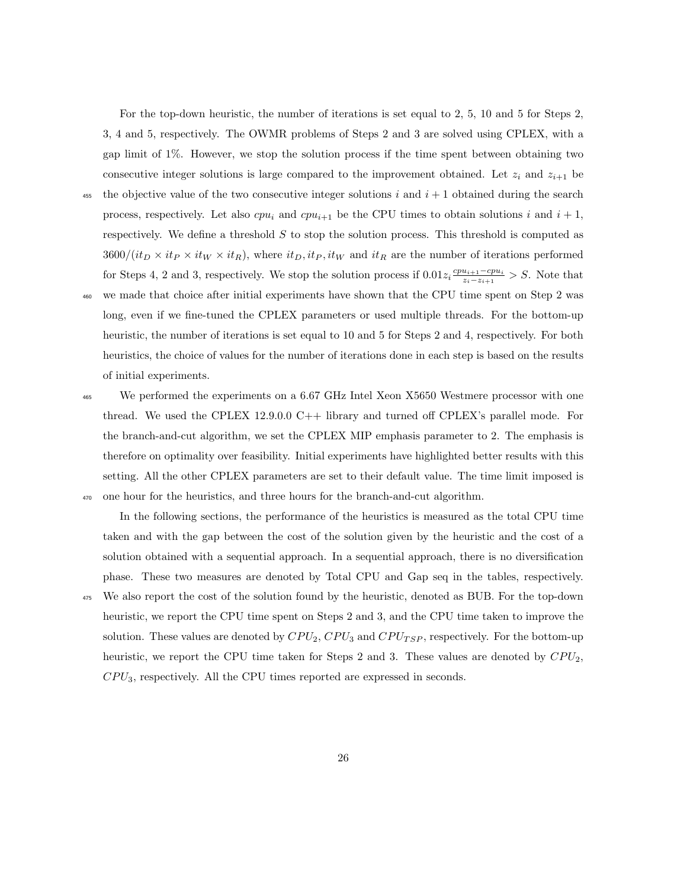For the top-down heuristic, the number of iterations is set equal to 2, 5, 10 and 5 for Steps 2, 3, 4 and 5, respectively. The OWMR problems of Steps 2 and 3 are solved using CPLEX, with a gap limit of 1%. However, we stop the solution process if the time spent between obtaining two consecutive integer solutions is large compared to the improvement obtained. Let $z_i$ and $z_{i+1}$ be the objective value of the two consecutive integer solutions $i$ and $i+1$ obtained during the search process, respectively. Let also $cpu_i$ and $cpu_{i+1}$ be the CPU times to obtain solutions $i$ and $i+1$, respectively. We define a threshold $S$ to stop the solution process. This threshold is computed as $3600/(it_D \times it_P \times it_W \times it_R)$, where $it_D, it_P, it_W$ and $it_R$ are the number of iterations performed for Steps 4, 2 and 3, respectively. We stop the solution process if $0.01z_i \frac{cpu_{i+1}-cpu_i}{z_i-z_{i+1}} > S$. Note that we made that choice after initial experiments have shown that the CPU time spent on Step 2 was long, even if we fine-tuned the CPLEX parameters or used multiple threads. For the bottom-up heuristic, the number of iterations is set equal to 10 and 5 for Steps 2 and 4, respectively. For both heuristics, the choice of values for the number of iterations done in each step is based on the results of initial experiments.

We performed the experiments on a 6.67 GHz Intel Xeon X5650 Westmere processor with one thread. We used the CPLEX 12.9.0.0 C++ library and turned off CPLEX's parallel mode. For the branch-and-cut algorithm, we set the CPLEX MIP emphasis parameter to 2. The emphasis is therefore on optimality over feasibility. Initial experiments have highlighted better results with this setting. All the other CPLEX parameters are set to their default value. The time limit imposed is one hour for the heuristics, and three hours for the branch-and-cut algorithm.

In the following sections, the performance of the heuristics is measured as the total CPU time taken and with the gap between the cost of the solution given by the heuristic and the cost of a solution obtained with a sequential approach. In a sequential approach, there is no diversification phase. These two measures are denoted by Total CPU and Gap seq in the tables, respectively. We also report the cost of the solution found by the heuristic, denoted as BUB. For the top-down heuristic, we report the CPU time spent on Steps 2 and 3, and the CPU time taken to improve the solution. These values are denoted by $CPU_2$, $CPU_3$ and $CPU_{TSP}$, respectively. For the bottom-up heuristic, we report the CPU time taken for Steps 2 and 3. These values are denoted by $CPU_2$, $CPU_3$, respectively. All the CPU times reported are expressed in seconds.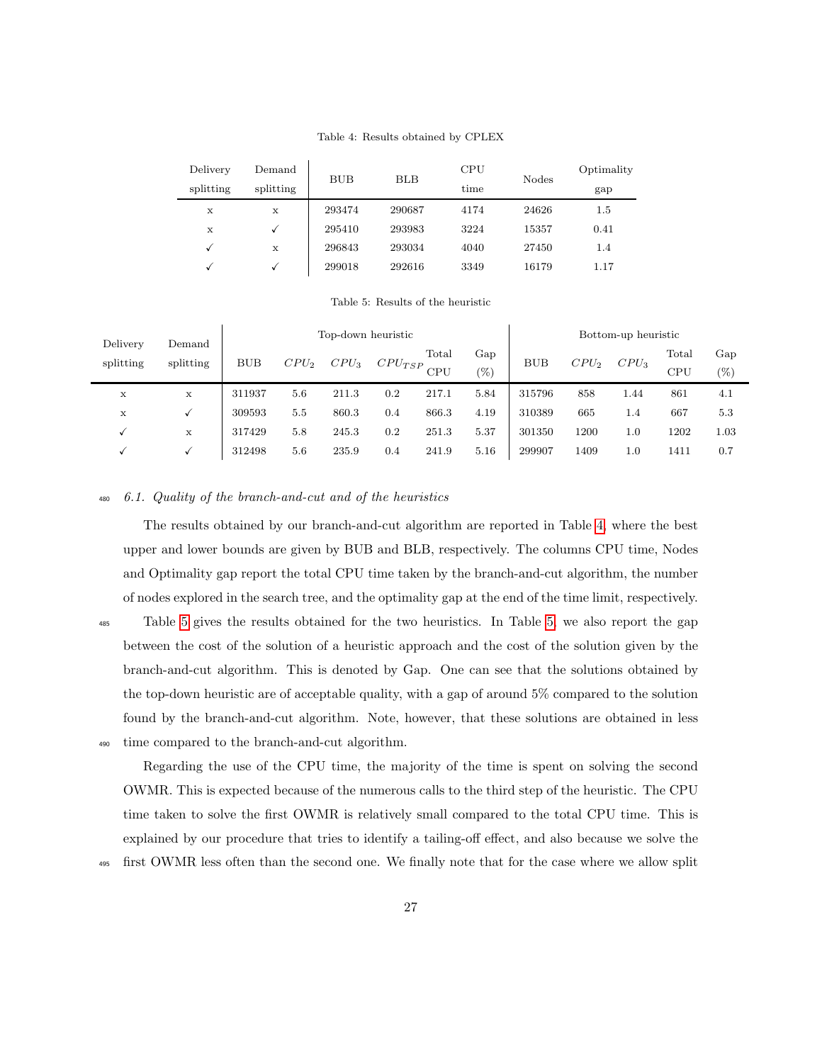Table 4: Results obtained by CPLEX

| Delivery splitting | Demand splitting | BUB | BLB | CPU time | Nodes | Optimality gap |
|---|---|---|---|---|---|---|
| x | x | 293474 | 290687 | 4174 | 24626 | 1.5 |
| x | ✓ | 295410 | 293983 | 3224 | 15357 | 0.41 |
| ✓ | x | 296843 | 293034 | 4040 | 27450 | 1.4 |
| ✓ | ✓ | 299018 | 292616 | 3349 | 16179 | 1.17 |

Table 5: Results of the heuristic

| Delivery | Demand | Top-down heuristic | | | | | | Bottom-up heuristic | | | | |
|---|---|---|---|---|---|---|---|---|---|---|---|---|
| splitting | splitting | BUB | $CPU_2$ | $CPU_3$ | $CPU_{TSP}$ | Total CPU | Gap (%) | BUB | $CPU_2$ | $CPU_3$ | Total CPU | Gap (%) |
| x | x | 311937 | 5.6 | 211.3 | 0.2 | 217.1 | 5.84 | 315796 | 858 | 1.44 | 861 | 4.1 |
| x | ✓ | 309593 | 5.5 | 860.3 | 0.4 | 866.3 | 4.19 | 310389 | 665 | 1.4 | 667 | 5.3 |
| ✓ | x | 317429 | 5.8 | 245.3 | 0.2 | 251.3 | 5.37 | 301350 | 1200 | 1.0 | 1202 | 1.03 |
| ✓ | ✓ | 312498 | 5.6 | 235.9 | 0.4 | 241.9 | 5.16 | 299907 | 1409 | 1.0 | 1411 | 0.7 |

### *6.1. Quality of the branch-and-cut and of the heuristics*

The results obtained by our branch-and-cut algorithm are reported in Table 4, where the best upper and lower bounds are given by BUB and BLB, respectively. The columns CPU time, Nodes and Optimality gap report the total CPU time taken by the branch-and-cut algorithm, the number of nodes explored in the search tree, and the optimality gap at the end of the time limit, respectively.

Table 5 gives the results obtained for the two heuristics. In Table 5, we also report the gap between the cost of the solution of a heuristic approach and the cost of the solution given by the branch-and-cut algorithm. This is denoted by Gap. One can see that the solutions obtained by the top-down heuristic are of acceptable quality, with a gap of around 5% compared to the solution found by the branch-and-cut algorithm. Note, however, that these solutions are obtained in less time compared to the branch-and-cut algorithm.

Regarding the use of the CPU time, the majority of the time is spent on solving the second OWMR. This is expected because of the numerous calls to the third step of the heuristic. The CPU time taken to solve the first OWMR is relatively small compared to the total CPU time. This is explained by our procedure that tries to identify a tailing-off effect, and also because we solve the first OWMR less often than the second one. We finally note that for the case where we allow split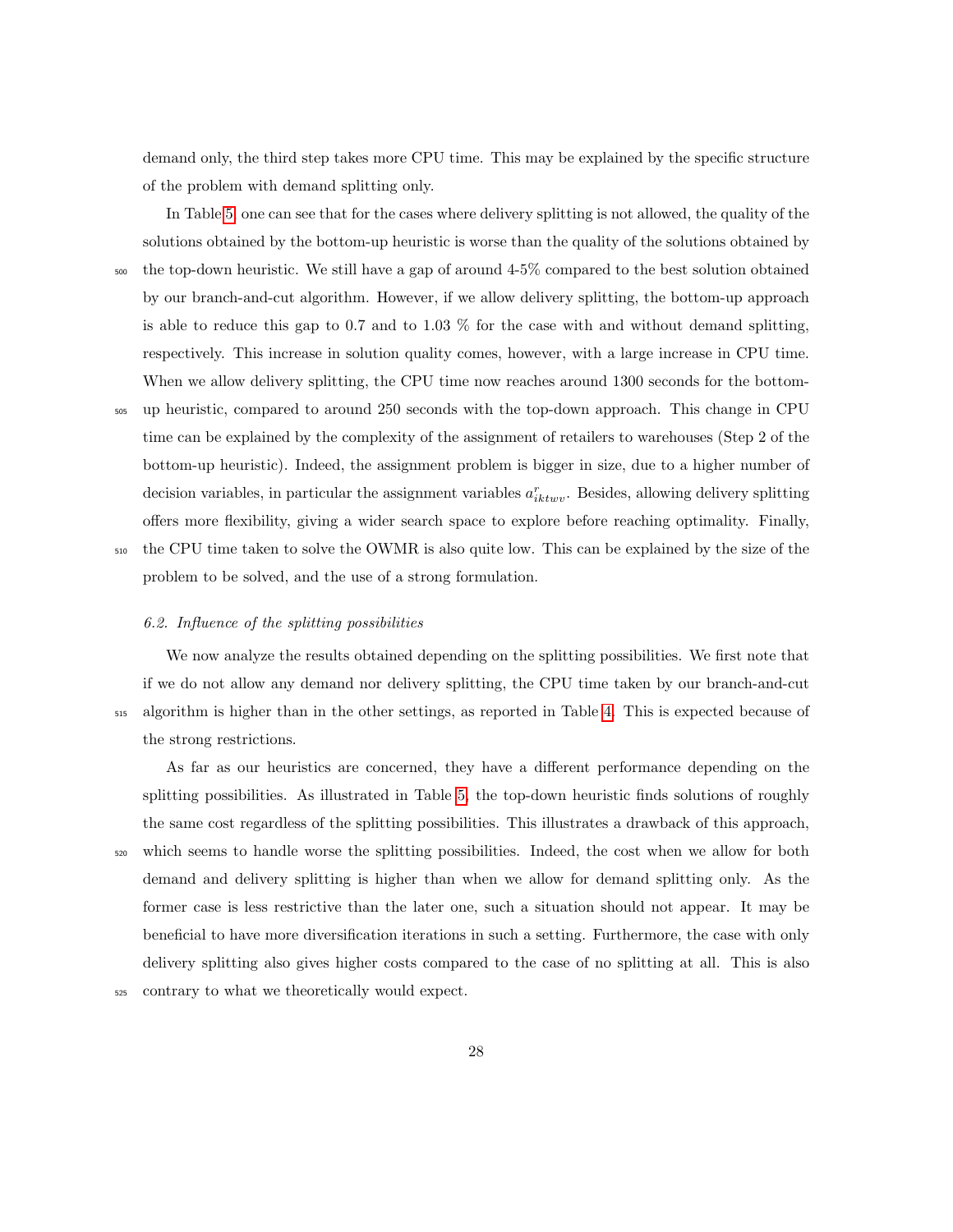demand only, the third step takes more CPU time. This may be explained by the specific structure of the problem with demand splitting only.

In Table 5, one can see that for the cases where delivery splitting is not allowed, the quality of the solutions obtained by the bottom-up heuristic is worse than the quality of the solutions obtained by the top-down heuristic. We still have a gap of around 4-5% compared to the best solution obtained by our branch-and-cut algorithm. However, if we allow delivery splitting, the bottom-up approach is able to reduce this gap to 0.7 and to 1.03 % for the case with and without demand splitting, respectively. This increase in solution quality comes, however, with a large increase in CPU time. When we allow delivery splitting, the CPU time now reaches around 1300 seconds for the bottom-up heuristic, compared to around 250 seconds with the top-down approach. This change in CPU time can be explained by the complexity of the assignment of retailers to warehouses (Step 2 of the bottom-up heuristic). Indeed, the assignment problem is bigger in size, due to a higher number of decision variables, in particular the assignment variables $a^r_{iktwv}$. Besides, allowing delivery splitting offers more flexibility, giving a wider search space to explore before reaching optimality. Finally, the CPU time taken to solve the OWMR is also quite low. This can be explained by the size of the problem to be solved, and the use of a strong formulation.

### *6.2. Influence of the splitting possibilities*

We now analyze the results obtained depending on the splitting possibilities. We first note that if we do not allow any demand nor delivery splitting, the CPU time taken by our branch-and-cut algorithm is higher than in the other settings, as reported in Table 4. This is expected because of the strong restrictions.

As far as our heuristics are concerned, they have a different performance depending on the splitting possibilities. As illustrated in Table 5, the top-down heuristic finds solutions of roughly the same cost regardless of the splitting possibilities. This illustrates a drawback of this approach, which seems to handle worse the splitting possibilities. Indeed, the cost when we allow for both demand and delivery splitting is higher than when we allow for demand splitting only. As the former case is less restrictive than the later one, such a situation should not appear. It may be beneficial to have more diversification iterations in such a setting. Furthermore, the case with only delivery splitting also gives higher costs compared to the case of no splitting at all. This is also contrary to what we theoretically would expect.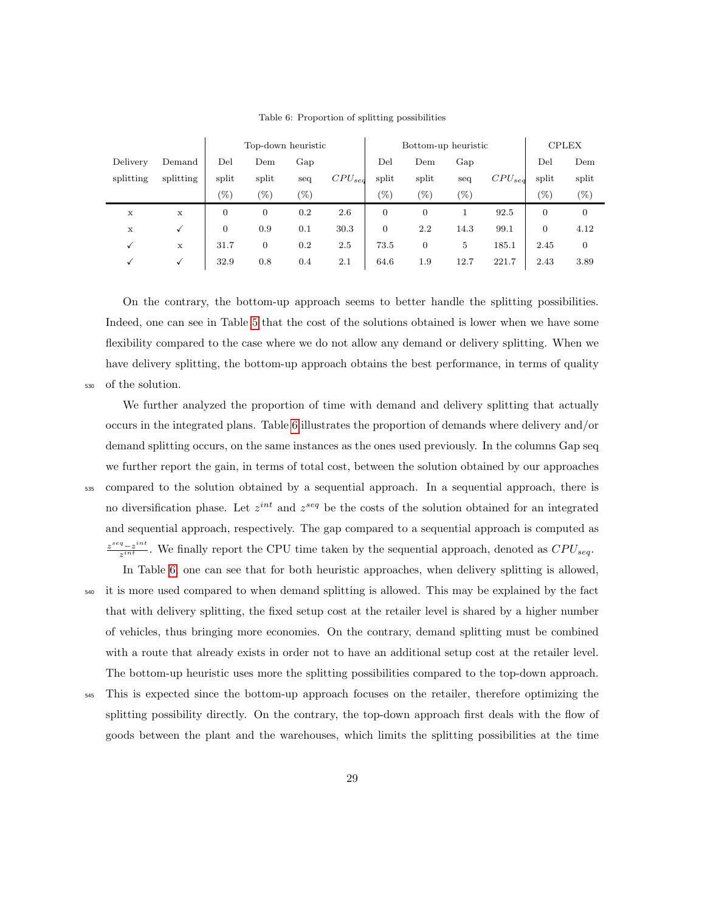Table 6: Proportion of splitting possibilities

| | | Top-down heuristic | | | | Bottom-up heuristic | | | | CPLEX | |
|---|---|---|---|---|---|---|---|---|---|---|---|
| Delivery splitting | Demand splitting | Del split (%) | Dem split (%) | Gap seq (%) | $CPU_{seq}$ | Del split (%) | Dem split (%) | Gap seq (%) | $CPU_{seq}$ | Del split (%) | Dem split (%) |
| x | x | 0 | 0 | 0.2 | 2.6 | 0 | 0 | 1 | 92.5 | 0 | 0 |
| x | ✓ | 0 | 0.9 | 0.1 | 30.3 | 0 | 2.2 | 14.3 | 99.1 | 0 | 4.12 |
| ✓ | x | 31.7 | 0 | 0.2 | 2.5 | 73.5 | 0 | 5 | 185.1 | 2.45 | 0 |
| ✓ | ✓ | 32.9 | 0.8 | 0.4 | 2.1 | 64.6 | 1.9 | 12.7 | 221.7 | 2.43 | 3.89 |

On the contrary, the bottom-up approach seems to better handle the splitting possibilities. Indeed, one can see in Table 5 that the cost of the solutions obtained is lower when we have some flexibility compared to the case where we do not allow any demand or delivery splitting. When we have delivery splitting, the bottom-up approach obtains the best performance, in terms of quality of the solution.

We further analyzed the proportion of time with demand and delivery splitting that actually occurs in the integrated plans. Table 6 illustrates the proportion of demands where delivery and/or demand splitting occurs, on the same instances as the ones used previously. In the columns Gap seq we further report the gain, in terms of total cost, between the solution obtained by our approaches compared to the solution obtained by a sequential approach. In a sequential approach, there is no diversification phase. Let $z^{int}$ and $z^{seq}$ be the costs of the solution obtained for an integrated and sequential approach, respectively. The gap compared to a sequential approach is computed as $\frac{z^{seq}-z^{int}}{z^{int}}$. We finally report the CPU time taken by the sequential approach, denoted as $CPU_{seq}$.

In Table 6, one can see that for both heuristic approaches, when delivery splitting is allowed, it is more used compared to when demand splitting is allowed. This may be explained by the fact that with delivery splitting, the fixed setup cost at the retailer level is shared by a higher number of vehicles, thus bringing more economies. On the contrary, demand splitting must be combined with a route that already exists in order not to have an additional setup cost at the retailer level. The bottom-up heuristic uses more the splitting possibilities compared to the top-down approach. This is expected since the bottom-up approach focuses on the retailer, therefore optimizing the splitting possibility directly. On the contrary, the top-down approach first deals with the flow of goods between the plant and the warehouses, which limits the splitting possibilities at the time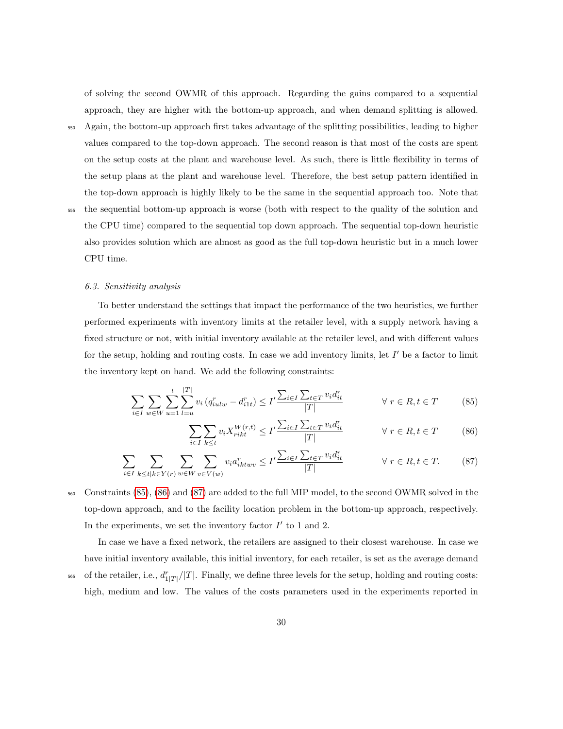of solving the second OWMR of this approach. Regarding the gains compared to a sequential approach, they are higher with the bottom-up approach, and when demand splitting is allowed. Again, the bottom-up approach first takes advantage of the splitting possibilities, leading to higher values compared to the top-down approach. The second reason is that most of the costs are spent on the setup costs at the plant and warehouse level. As such, there is little flexibility in terms of the setup plans at the plant and warehouse level. Therefore, the best setup pattern identified in the top-down approach is highly likely to be the same in the sequential approach too. Note that the sequential bottom-up approach is worse (both with respect to the quality of the solution and the CPU time) compared to the sequential top down approach. The sequential top-down heuristic also provides solution which are almost as good as the full top-down heuristic but in a much lower CPU time.

### 6.3. Sensitivity analysis

To better understand the settings that impact the performance of the two heuristics, we further performed experiments with inventory limits at the retailer level, with a supply network having a fixed structure or not, with initial inventory available at the retailer level, and with different values for the setup, holding and routing costs. In case we add inventory limits, let $I'$ be a factor to limit the inventory kept on hand. We add the following constraints:

$$\sum_{i\in I}\sum_{w\in W}\sum_{u=1}^{t}\sum_{l=u}^{|T|} v_i \left(q^r_{iulw} - d^r_{i1t}\right) \leq I' \frac{\sum_{i\in I}\sum_{t\in T} v_i d^r_{it}}{|T|} \qquad \forall\ r\in R, t\in T \tag{85}$$

$$\sum_{i\in I}\sum_{k\leq t} v_i X^{W(r,t)}_{rikt} \leq I' \frac{\sum_{i\in I}\sum_{t\in T} v_i d^r_{it}}{|T|} \qquad \forall\ r\in R, t\in T \tag{86}$$

$$\sum_{i\in I}\sum_{k\leq t|k\in Y(r)}\sum_{w\in W}\sum_{v\in V(w)} v_i a^r_{iktwv} \leq I' \frac{\sum_{i\in I}\sum_{t\in T} v_i d^r_{it}}{|T|} \qquad \forall\ r\in R, t\in T. \tag{87}$$

Constraints (85), (86) and (87) are added to the full MIP model, to the second OWMR solved in the top-down approach, and to the facility location problem in the bottom-up approach, respectively. In the experiments, we set the inventory factor $I'$ to 1 and 2.

In case we have a fixed network, the retailers are assigned to their closest warehouse. In case we have initial inventory available, this initial inventory, for each retailer, is set as the average demand of the retailer, i.e., $d^r_{1|T|}/|T|$. Finally, we define three levels for the setup, holding and routing costs: high, medium and low. The values of the costs parameters used in the experiments reported in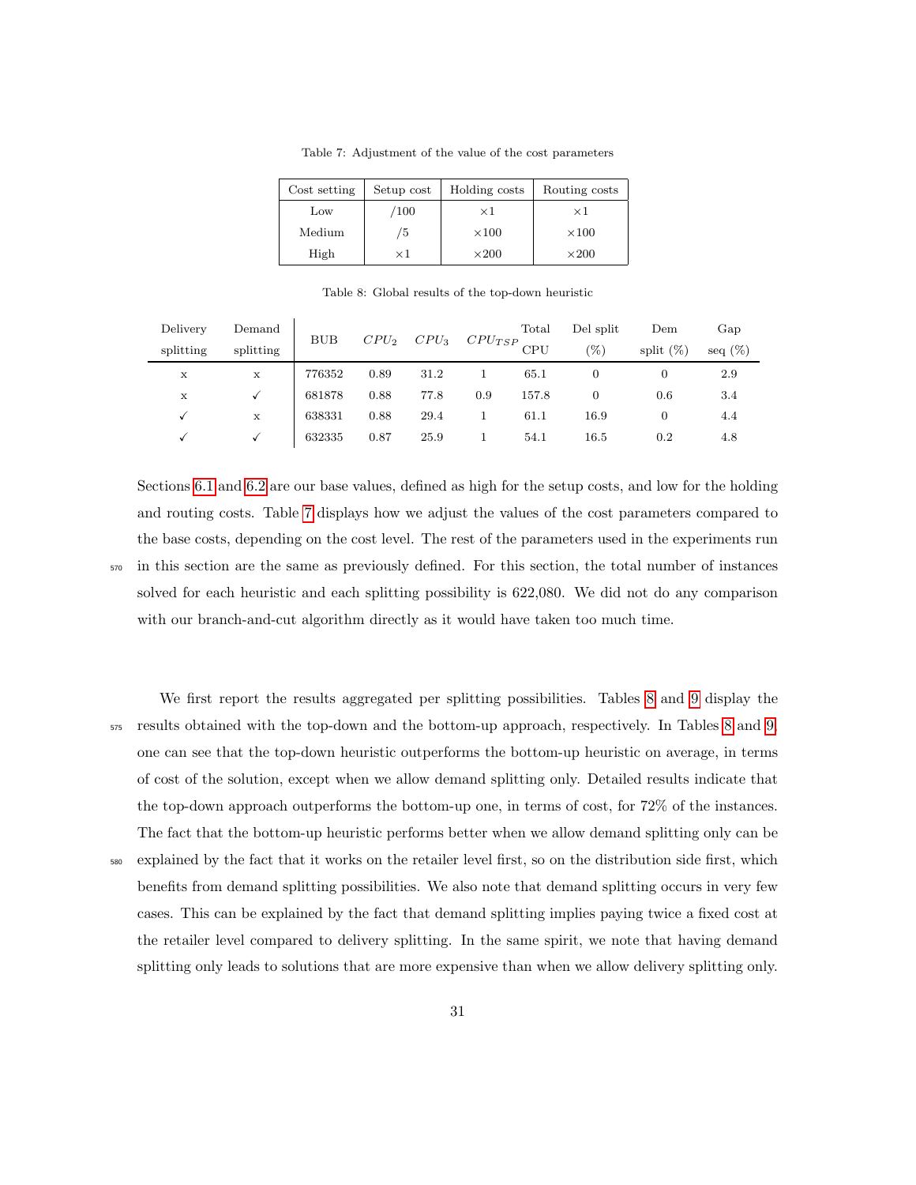Table 7: Adjustment of the value of the cost parameters

| Cost setting | Setup cost | Holding costs | Routing costs |
|---|---|---|---|
| Low | /100 | ×1 | ×1 |
| Medium | /5 | ×100 | ×100 |
| High | ×1 | ×200 | ×200 |

Table 8: Global results of the top-down heuristic

| Delivery splitting | Demand splitting | BUB | $CPU_2$ | $CPU_3$ | $CPU_{TSP}$ | Total CPU | Del split (%) | Dem split (%) | Gap seq (%) |
|---|---|---|---|---|---|---|---|---|---|
| x | x | 776352 | 0.89 | 31.2 | 1 | 65.1 | 0 | 0 | 2.9 |
| x | ✓ | 681878 | 0.88 | 77.8 | 0.9 | 157.8 | 0 | 0.6 | 3.4 |
| ✓ | x | 638331 | 0.88 | 29.4 | 1 | 61.1 | 16.9 | 0 | 4.4 |
| ✓ | ✓ | 632335 | 0.87 | 25.9 | 1 | 54.1 | 16.5 | 0.2 | 4.8 |

Sections 6.1 and 6.2 are our base values, defined as high for the setup costs, and low for the holding and routing costs. Table 7 displays how we adjust the values of the cost parameters compared to the base costs, depending on the cost level. The rest of the parameters used in the experiments run in this section are the same as previously defined. For this section, the total number of instances solved for each heuristic and each splitting possibility is 622,080. We did not do any comparison with our branch-and-cut algorithm directly as it would have taken too much time.

We first report the results aggregated per splitting possibilities. Tables 8 and 9 display the results obtained with the top-down and the bottom-up approach, respectively. In Tables 8 and 9, one can see that the top-down heuristic outperforms the bottom-up heuristic on average, in terms of cost of the solution, except when we allow demand splitting only. Detailed results indicate that the top-down approach outperforms the bottom-up one, in terms of cost, for 72% of the instances. The fact that the bottom-up heuristic performs better when we allow demand splitting only can be explained by the fact that it works on the retailer level first, so on the distribution side first, which benefits from demand splitting possibilities. We also note that demand splitting occurs in very few cases. This can be explained by the fact that demand splitting implies paying twice a fixed cost at the retailer level compared to delivery splitting. In the same spirit, we note that having demand splitting only leads to solutions that are more expensive than when we allow delivery splitting only.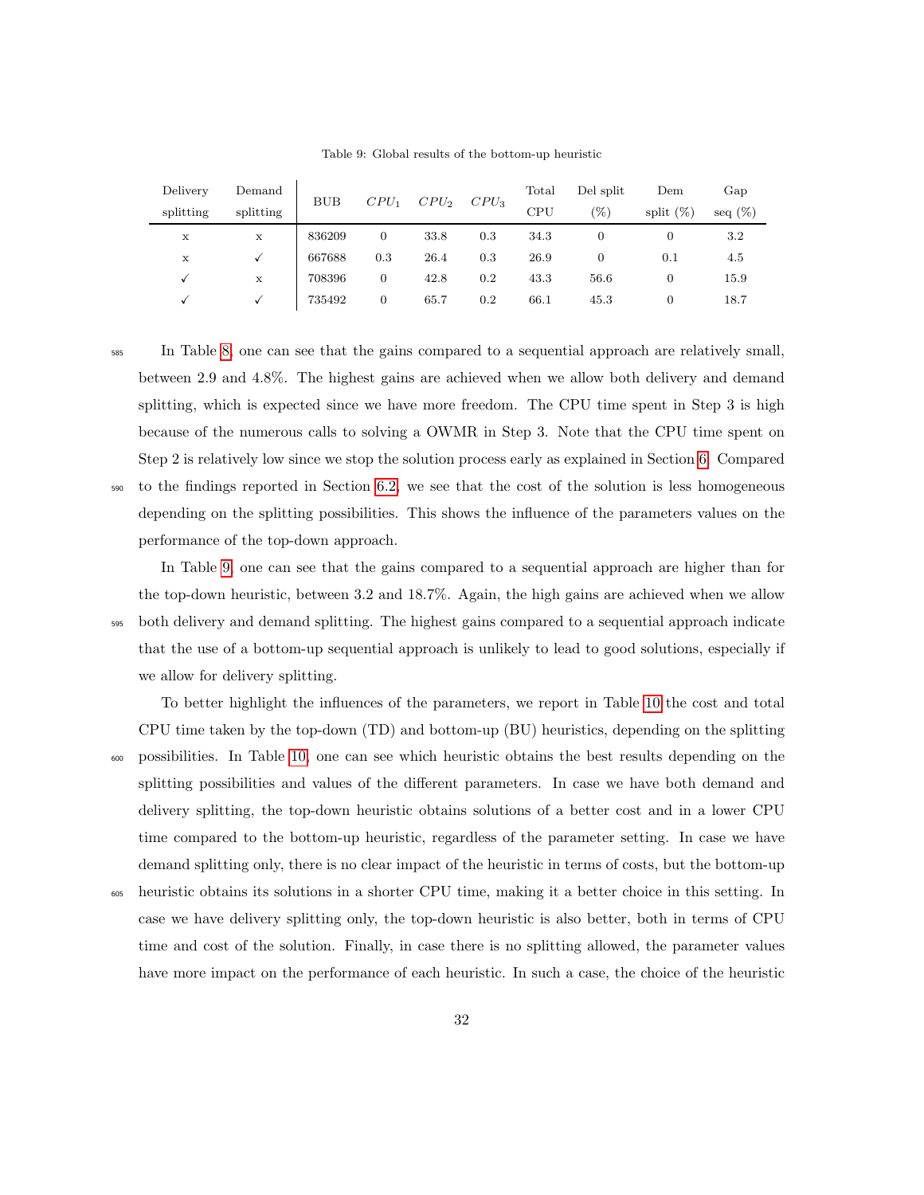Table 9: Global results of the bottom-up heuristic

| Delivery splitting | Demand splitting | BUB | $CPU_1$ | $CPU_2$ | $CPU_3$ | Total CPU | Del split (%) | Dem split (%) | Gap seq (%) |
|---|---|---|---|---|---|---|---|---|---|
| x | x | 836209 | 0 | 33.8 | 0.3 | 34.3 | 0 | 0 | 3.2 |
| x | ✓ | 667688 | 0.3 | 26.4 | 0.3 | 26.9 | 0 | 0.1 | 4.5 |
| ✓ | x | 708396 | 0 | 42.8 | 0.2 | 43.3 | 56.6 | 0 | 15.9 |
| ✓ | ✓ | 735492 | 0 | 65.7 | 0.2 | 66.1 | 45.3 | 0 | 18.7 |

In Table 8, one can see that the gains compared to a sequential approach are relatively small, between 2.9 and 4.8%. The highest gains are achieved when we allow both delivery and demand splitting, which is expected since we have more freedom. The CPU time spent in Step 3 is high because of the numerous calls to solving a OWMR in Step 3. Note that the CPU time spent on Step 2 is relatively low since we stop the solution process early as explained in Section 6. Compared to the findings reported in Section 6.2, we see that the cost of the solution is less homogeneous depending on the splitting possibilities. This shows the influence of the parameters values on the performance of the top-down approach.

In Table 9, one can see that the gains compared to a sequential approach are higher than for the top-down heuristic, between 3.2 and 18.7%. Again, the high gains are achieved when we allow both delivery and demand splitting. The highest gains compared to a sequential approach indicate that the use of a bottom-up sequential approach is unlikely to lead to good solutions, especially if we allow for delivery splitting.

To better highlight the influences of the parameters, we report in Table 10 the cost and total CPU time taken by the top-down (TD) and bottom-up (BU) heuristics, depending on the splitting possibilities. In Table 10, one can see which heuristic obtains the best results depending on the splitting possibilities and values of the different parameters. In case we have both demand and delivery splitting, the top-down heuristic obtains solutions of a better cost and in a lower CPU time compared to the bottom-up heuristic, regardless of the parameter setting. In case we have demand splitting only, there is no clear impact of the heuristic in terms of costs, but the bottom-up heuristic obtains its solutions in a shorter CPU time, making it a better choice in this setting. In case we have delivery splitting only, the top-down heuristic is also better, both in terms of CPU time and cost of the solution. Finally, in case there is no splitting allowed, the parameter values have more impact on the performance of each heuristic. In such a case, the choice of the heuristic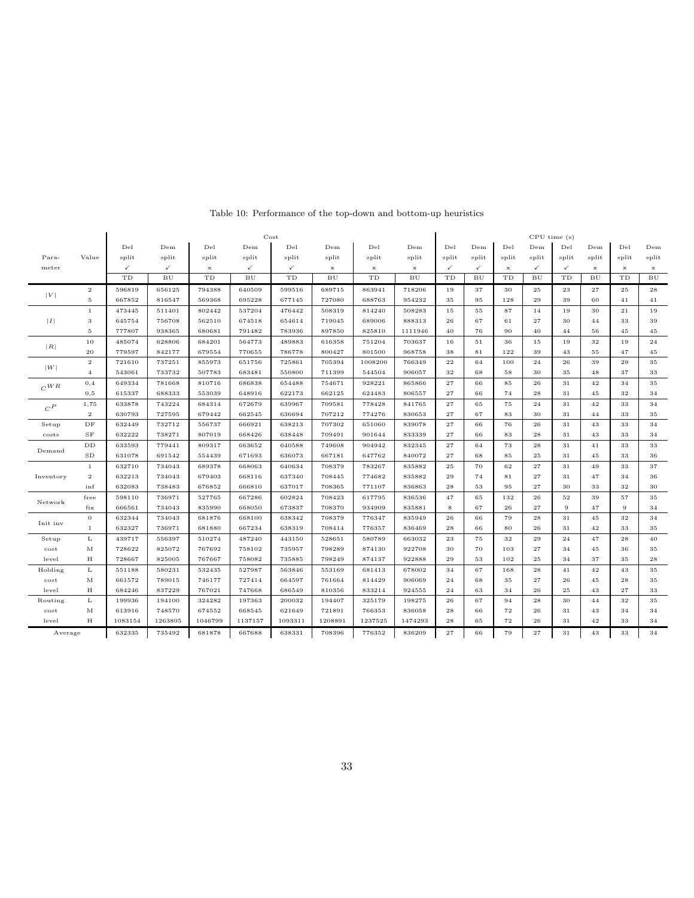Table 10: Performance of the top-down and bottom-up heuristics

| Para-meter | Value | Cost | | | | | | | | CPU time (s) | | | | | | | |
|---|---|---|---|---|---|---|---|---|---|---|---|---|---|---|---|---|---|
| | | Del split | Dem split | Del split | Dem split | Del split | Dem split | Del split | Dem split | Del split | Dem split | Del split | Dem split | Del split | Dem split | Del split | Dem split |
| | | ✓ | ✓ | x | ✓ | ✓ | x | x | x | ✓ | ✓ | x | ✓ | ✓ | x | x | x |
| | | TD | BU | TD | BU | TD | BU | TD | BU | TD | BU | TD | BU | TD | BU | TD | BU |
| $\|V\|$ | 2 | 596819 | 656125 | 794388 | 640509 | 599516 | 689715 | 863941 | 718206 | 19 | 37 | 30 | 25 | 23 | 27 | 25 | 28 |
| | 5 | 667852 | 816547 | 569368 | 695228 | 677145 | 727080 | 688763 | 954232 | 35 | 95 | 128 | 29 | 39 | 60 | 41 | 41 |
| $\|I\|$ | 1 | 473445 | 511401 | 802442 | 537204 | 476442 | 508319 | 814240 | 508283 | 15 | 55 | 87 | 14 | 19 | 30 | 21 | 19 |
| | 3 | 645754 | 756708 | 562510 | 674518 | 654614 | 719045 | 689006 | 888313 | 26 | 67 | 61 | 27 | 30 | 44 | 33 | 39 |
| | 5 | 777807 | 938365 | 680681 | 791482 | 783936 | 897850 | 825810 | 1111946 | 40 | 76 | 90 | 40 | 44 | 56 | 45 | 45 |
| $\|R\|$ | 10 | 485074 | 628806 | 684201 | 564773 | 489883 | 616358 | 751204 | 703637 | 16 | 51 | 36 | 15 | 19 | 32 | 19 | 24 |
| | 20 | 779597 | 842177 | 679554 | 770655 | 786778 | 800427 | 801500 | 968758 | 38 | 81 | 122 | 39 | 43 | 55 | 47 | 45 |
| $\|W\|$ | 2 | 721610 | 737251 | 855973 | 651756 | 725861 | 705394 | 1008200 | 766349 | 22 | 64 | 100 | 24 | 26 | 39 | 29 | 35 |
| | 4 | 543061 | 733732 | 507783 | 683481 | 550800 | 711399 | 544504 | 906057 | 32 | 68 | 58 | 30 | 35 | 48 | 37 | 33 |
| $C^{WR}$ | 0,4 | 649334 | 781668 | 810716 | 686838 | 654488 | 754671 | 928221 | 865866 | 27 | 66 | 85 | 26 | 31 | 42 | 34 | 35 |
| | 0,5 | 615337 | 688333 | 553039 | 648916 | 622173 | 662125 | 624483 | 806557 | 27 | 66 | 74 | 28 | 31 | 45 | 32 | 34 |
| $C^{P}$ | 1,75 | 633878 | 743224 | 684314 | 672679 | 639967 | 709581 | 778428 | 841765 | 27 | 65 | 75 | 24 | 31 | 42 | 33 | 34 |
| | 2 | 630793 | 727595 | 679442 | 662545 | 636694 | 707212 | 774276 | 830653 | 27 | 67 | 83 | 30 | 31 | 44 | 33 | 35 |
| Setup costs | DF | 632449 | 732712 | 556737 | 666921 | 638213 | 707302 | 651060 | 839078 | 27 | 66 | 76 | 26 | 31 | 43 | 33 | 34 |
| | SF | 632222 | 738271 | 807019 | 668426 | 638448 | 709491 | 901644 | 833339 | 27 | 66 | 83 | 28 | 31 | 43 | 33 | 34 |
| Demand | DD | 633593 | 779441 | 809317 | 663652 | 640588 | 749608 | 904942 | 832345 | 27 | 64 | 73 | 28 | 31 | 41 | 33 | 33 |
| | SD | 631078 | 691542 | 554439 | 671693 | 636073 | 667181 | 647762 | 840072 | 27 | 68 | 85 | 25 | 31 | 45 | 33 | 36 |
| Inventory | 1 | 632710 | 734043 | 689378 | 668063 | 640634 | 708379 | 783267 | 835882 | 25 | 70 | 62 | 27 | 31 | 49 | 33 | 37 |
| | 2 | 632213 | 734043 | 679403 | 668116 | 637340 | 708445 | 774682 | 835882 | 29 | 74 | 81 | 27 | 31 | 47 | 34 | 36 |
| | inf | 632083 | 738483 | 676852 | 666810 | 637017 | 708365 | 771107 | 836863 | 28 | 53 | 95 | 27 | 30 | 33 | 32 | 30 |
| Network | free | 598110 | 736971 | 527765 | 667286 | 602824 | 708423 | 617795 | 836536 | 47 | 65 | 132 | 26 | 52 | 39 | 57 | 35 |
| | fix | 666561 | 734043 | 835990 | 668050 | 673837 | 708370 | 934909 | 835881 | 8 | 67 | 26 | 27 | 9 | 47 | 9 | 34 |
| Init inv | 0 | 632344 | 734043 | 681876 | 668100 | 638342 | 708379 | 776347 | 835949 | 26 | 66 | 79 | 28 | 31 | 45 | 32 | 34 |
| | 1 | 632327 | 736971 | 681880 | 667234 | 638319 | 708414 | 776357 | 836469 | 28 | 66 | 80 | 26 | 31 | 42 | 33 | 35 |
| Setup cost level | L | 439717 | 556397 | 510274 | 487240 | 443150 | 528651 | 580789 | 663032 | 23 | 75 | 32 | 29 | 24 | 47 | 28 | 40 |
| | M | 728622 | 825072 | 767692 | 758102 | 735957 | 798289 | 874130 | 922708 | 30 | 70 | 103 | 27 | 34 | 45 | 36 | 35 |
| | H | 728667 | 825005 | 767667 | 758082 | 735885 | 798249 | 874137 | 922888 | 29 | 53 | 102 | 25 | 34 | 37 | 35 | 28 |
| Holding cost level | L | 551188 | 580231 | 532435 | 527987 | 563846 | 553169 | 681413 | 678002 | 34 | 67 | 168 | 28 | 41 | 42 | 43 | 35 |
| | M | 661572 | 789015 | 746177 | 727414 | 664597 | 761664 | 814429 | 906069 | 24 | 68 | 35 | 27 | 26 | 45 | 28 | 35 |
| | H | 684246 | 837229 | 767021 | 747668 | 686549 | 810356 | 833214 | 924555 | 24 | 63 | 34 | 26 | 25 | 43 | 27 | 33 |
| Routing cost level | L | 199936 | 194100 | 324282 | 197363 | 200032 | 194407 | 325179 | 198275 | 26 | 67 | 94 | 28 | 30 | 44 | 32 | 35 |
| | M | 613916 | 748570 | 674552 | 668545 | 621649 | 721891 | 766353 | 836058 | 28 | 66 | 72 | 26 | 31 | 43 | 34 | 34 |
| | H | 1083154 | 1263805 | 1046799 | 1137157 | 1093311 | 1208891 | 1237525 | 1474293 | 28 | 65 | 72 | 26 | 31 | 42 | 33 | 34 |
| Average | | 632335 | 735492 | 681878 | 667688 | 638331 | 708396 | 776352 | 836209 | 27 | 66 | 79 | 27 | 31 | 43 | 33 | 34 |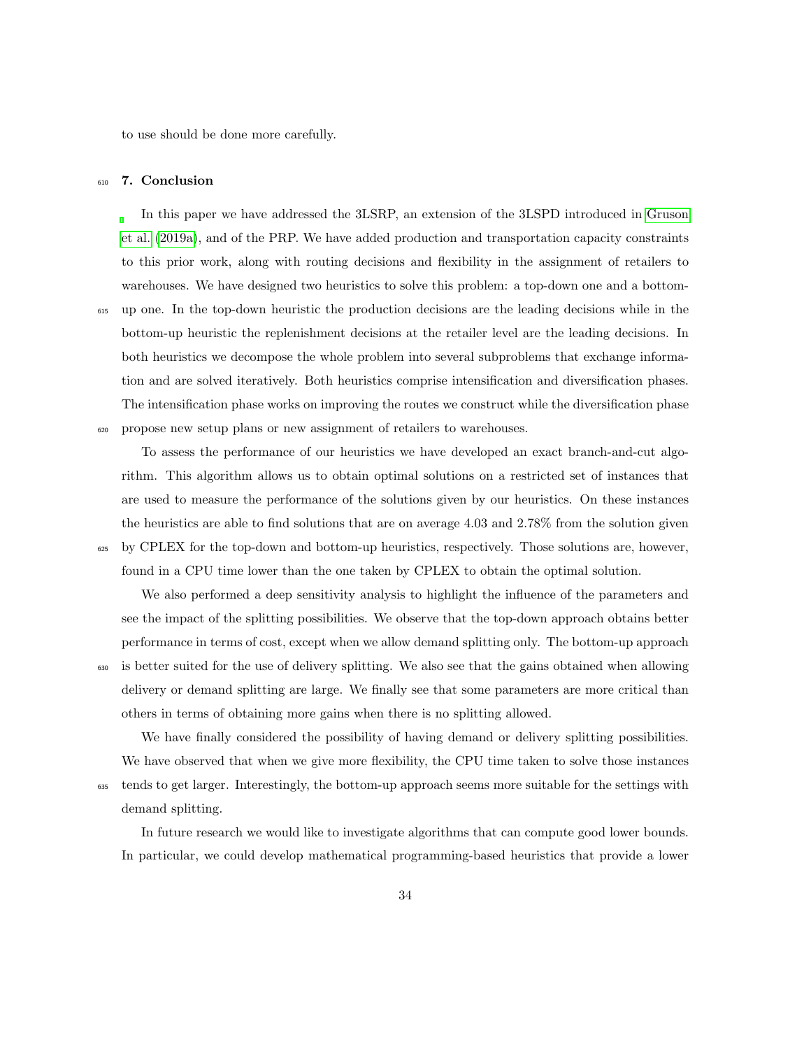to use should be done more carefully.

## 7. Conclusion

In this paper we have addressed the 3LSRP, an extension of the 3LSPD introduced in Gruson et al. (2019a), and of the PRP. We have added production and transportation capacity constraints to this prior work, along with routing decisions and flexibility in the assignment of retailers to warehouses. We have designed two heuristics to solve this problem: a top-down one and a bottom-up one. In the top-down heuristic the production decisions are the leading decisions while in the bottom-up heuristic the replenishment decisions at the retailer level are the leading decisions. In both heuristics we decompose the whole problem into several subproblems that exchange information and are solved iteratively. Both heuristics comprise intensification and diversification phases. The intensification phase works on improving the routes we construct while the diversification phase propose new setup plans or new assignment of retailers to warehouses.

To assess the performance of our heuristics we have developed an exact branch-and-cut algorithm. This algorithm allows us to obtain optimal solutions on a restricted set of instances that are used to measure the performance of the solutions given by our heuristics. On these instances the heuristics are able to find solutions that are on average 4.03 and 2.78% from the solution given by CPLEX for the top-down and bottom-up heuristics, respectively. Those solutions are, however, found in a CPU time lower than the one taken by CPLEX to obtain the optimal solution.

We also performed a deep sensitivity analysis to highlight the influence of the parameters and see the impact of the splitting possibilities. We observe that the top-down approach obtains better performance in terms of cost, except when we allow demand splitting only. The bottom-up approach is better suited for the use of delivery splitting. We also see that the gains obtained when allowing delivery or demand splitting are large. We finally see that some parameters are more critical than others in terms of obtaining more gains when there is no splitting allowed.

We have finally considered the possibility of having demand or delivery splitting possibilities. We have observed that when we give more flexibility, the CPU time taken to solve those instances tends to get larger. Interestingly, the bottom-up approach seems more suitable for the settings with demand splitting.

In future research we would like to investigate algorithms that can compute good lower bounds. In particular, we could develop mathematical programming-based heuristics that provide a lower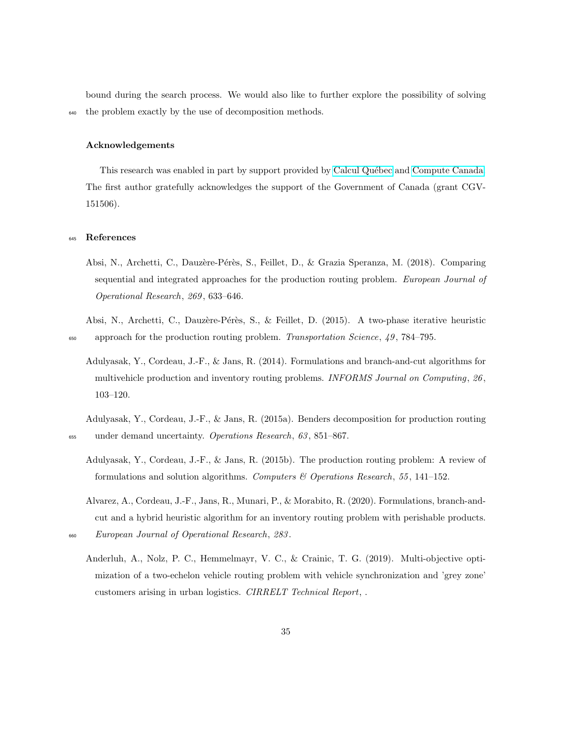bound during the search process. We would also like to further explore the possibility of solving the problem exactly by the use of decomposition methods.

### Acknowledgements

This research was enabled in part by support provided by Calcul Québec and Compute Canada. The first author gratefully acknowledges the support of the Government of Canada (grant CGV-151506).

## References

Absi, N., Archetti, C., Dauzère-Pérès, S., Feillet, D., & Grazia Speranza, M. (2018). Comparing sequential and integrated approaches for the production routing problem. *European Journal of Operational Research*, *269*, 633–646.

Absi, N., Archetti, C., Dauzère-Pérès, S., & Feillet, D. (2015). A two-phase iterative heuristic approach for the production routing problem. *Transportation Science*, *49*, 784–795.

Adulyasak, Y., Cordeau, J.-F., & Jans, R. (2014). Formulations and branch-and-cut algorithms for multivehicle production and inventory routing problems. *INFORMS Journal on Computing*, *26*, 103–120.

Adulyasak, Y., Cordeau, J.-F., & Jans, R. (2015a). Benders decomposition for production routing under demand uncertainty. *Operations Research*, *63*, 851–867.

Adulyasak, Y., Cordeau, J.-F., & Jans, R. (2015b). The production routing problem: A review of formulations and solution algorithms. *Computers & Operations Research*, *55*, 141–152.

Alvarez, A., Cordeau, J.-F., Jans, R., Munari, P., & Morabito, R. (2020). Formulations, branch-and-cut and a hybrid heuristic algorithm for an inventory routing problem with perishable products. *European Journal of Operational Research*, *283*.

Anderluh, A., Nolz, P. C., Hemmelmayr, V. C., & Crainic, T. G. (2019). Multi-objective optimization of a two-echelon vehicle routing problem with vehicle synchronization and 'grey zone' customers arising in urban logistics. *CIRRELT Technical Report*, .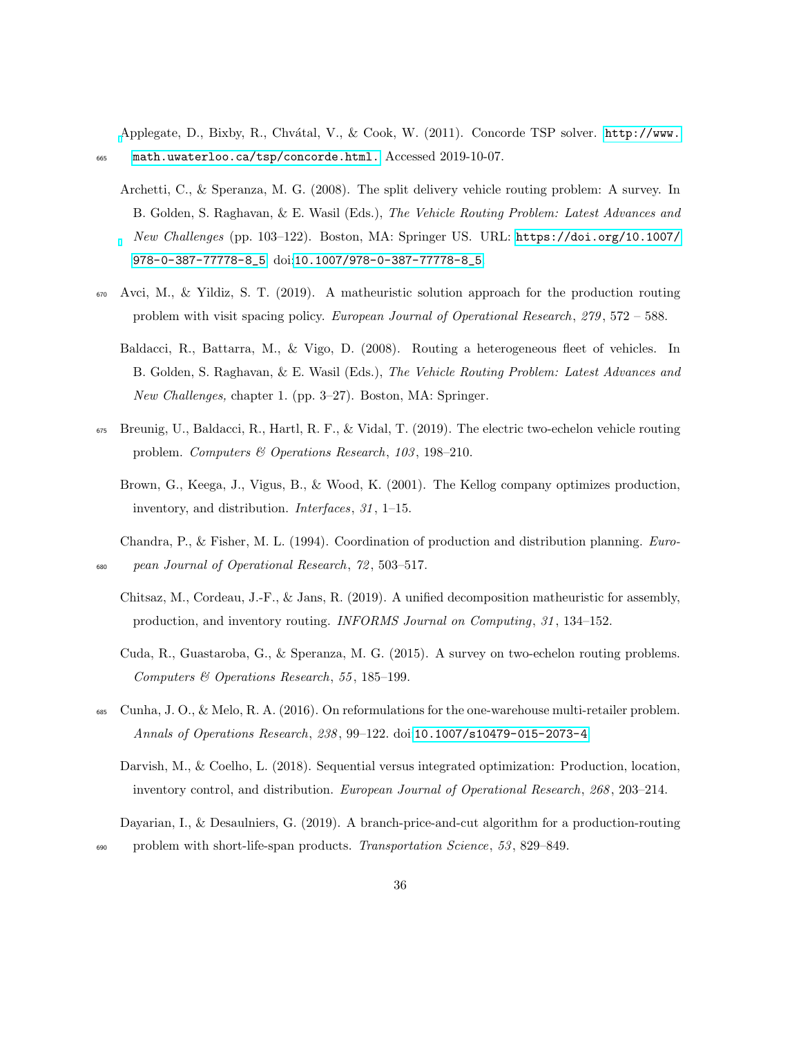Applegate, D., Bixby, R., Chvátal, V., & Cook, W. (2011). Concorde TSP solver. http://www.math.uwaterloo.ca/tsp/concorde.html. Accessed 2019-10-07.

Archetti, C., & Speranza, M. G. (2008). The split delivery vehicle routing problem: A survey. In B. Golden, S. Raghavan, & E. Wasil (Eds.), *The Vehicle Routing Problem: Latest Advances and New Challenges* (pp. 103–122). Boston, MA: Springer US. URL: https://doi.org/10.1007/978-0-387-77778-8_5. doi:10.1007/978-0-387-77778-8_5.

Avci, M., & Yildiz, S. T. (2019). A matheuristic solution approach for the production routing problem with visit spacing policy. *European Journal of Operational Research*, *279*, 572 – 588.

Baldacci, R., Battarra, M., & Vigo, D. (2008). Routing a heterogeneous fleet of vehicles. In B. Golden, S. Raghavan, & E. Wasil (Eds.), *The Vehicle Routing Problem: Latest Advances and New Challenges,* chapter 1. (pp. 3–27). Boston, MA: Springer.

Breunig, U., Baldacci, R., Hartl, R. F., & Vidal, T. (2019). The electric two-echelon vehicle routing problem. *Computers & Operations Research*, *103*, 198–210.

Brown, G., Keega, J., Vigus, B., & Wood, K. (2001). The Kellog company optimizes production, inventory, and distribution. *Interfaces*, *31*, 1–15.

Chandra, P., & Fisher, M. L. (1994). Coordination of production and distribution planning. *European Journal of Operational Research*, *72*, 503–517.

Chitsaz, M., Cordeau, J.-F., & Jans, R. (2019). A unified decomposition matheuristic for assembly, production, and inventory routing. *INFORMS Journal on Computing*, *31*, 134–152.

Cuda, R., Guastaroba, G., & Speranza, M. G. (2015). A survey on two-echelon routing problems. *Computers & Operations Research*, *55*, 185–199.

Cunha, J. O., & Melo, R. A. (2016). On reformulations for the one-warehouse multi-retailer problem. *Annals of Operations Research*, *238*, 99–122. doi:10.1007/s10479-015-2073-4.

Darvish, M., & Coelho, L. (2018). Sequential versus integrated optimization: Production, location, inventory control, and distribution. *European Journal of Operational Research*, *268*, 203–214.

Dayarian, I., & Desaulniers, G. (2019). A branch-price-and-cut algorithm for a production-routing problem with short-life-span products. *Transportation Science*, *53*, 829–849.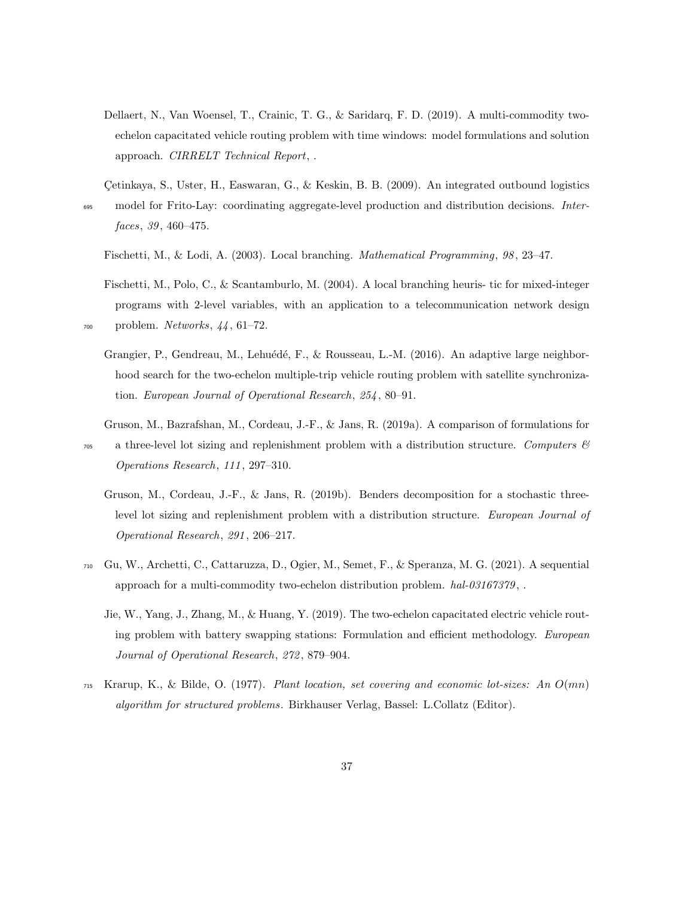Dellaert, N., Van Woensel, T., Crainic, T. G., & Saridarq, F. D. (2019). A multi-commodity two-echelon capacitated vehicle routing problem with time windows: model formulations and solution approach. *CIRRELT Technical Report*, .

Çetinkaya, S., Uster, H., Easwaran, G., & Keskin, B. B. (2009). An integrated outbound logistics model for Frito-Lay: coordinating aggregate-level production and distribution decisions. *Interfaces*, *39*, 460–475.

Fischetti, M., & Lodi, A. (2003). Local branching. *Mathematical Programming*, *98*, 23–47.

Fischetti, M., Polo, C., & Scantamburlo, M. (2004). A local branching heuris- tic for mixed-integer programs with 2-level variables, with an application to a telecommunication network design problem. *Networks*, *44*, 61–72.

Grangier, P., Gendreau, M., Lehuédé, F., & Rousseau, L.-M. (2016). An adaptive large neighborhood search for the two-echelon multiple-trip vehicle routing problem with satellite synchronization. *European Journal of Operational Research*, *254*, 80–91.

Gruson, M., Bazrafshan, M., Cordeau, J.-F., & Jans, R. (2019a). A comparison of formulations for a three-level lot sizing and replenishment problem with a distribution structure. *Computers & Operations Research*, *111*, 297–310.

Gruson, M., Cordeau, J.-F., & Jans, R. (2019b). Benders decomposition for a stochastic three-level lot sizing and replenishment problem with a distribution structure. *European Journal of Operational Research*, *291*, 206–217.

Gu, W., Archetti, C., Cattaruzza, D., Ogier, M., Semet, F., & Speranza, M. G. (2021). A sequential approach for a multi-commodity two-echelon distribution problem. *hal-03167379*, .

Jie, W., Yang, J., Zhang, M., & Huang, Y. (2019). The two-echelon capacitated electric vehicle routing problem with battery swapping stations: Formulation and efficient methodology. *European Journal of Operational Research*, *272*, 879–904.

Krarup, K., & Bilde, O. (1977). *Plant location, set covering and economic lot-sizes: An $O(mn)$ algorithm for structured problems*. Birkhauser Verlag, Bassel: L.Collatz (Editor).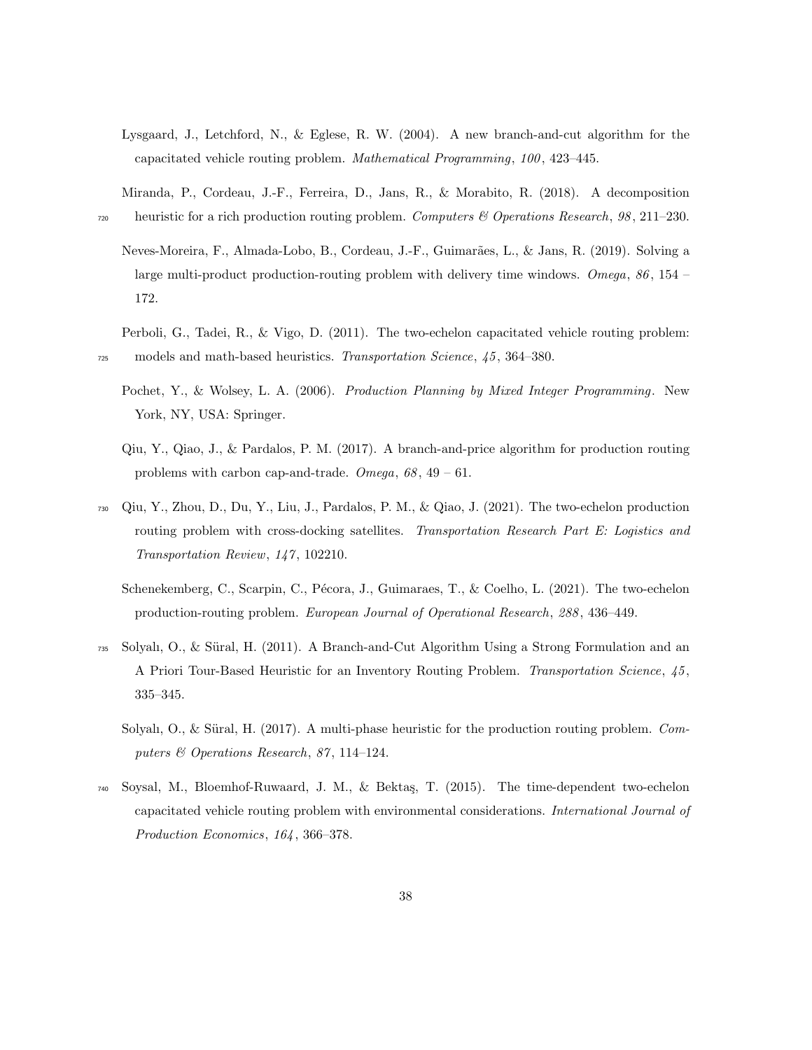Lysgaard, J., Letchford, N., & Eglese, R. W. (2004). A new branch-and-cut algorithm for the capacitated vehicle routing problem. *Mathematical Programming*, *100*, 423–445.

Miranda, P., Cordeau, J.-F., Ferreira, D., Jans, R., & Morabito, R. (2018). A decomposition heuristic for a rich production routing problem. *Computers & Operations Research*, *98*, 211–230.

Neves-Moreira, F., Almada-Lobo, B., Cordeau, J.-F., Guimarães, L., & Jans, R. (2019). Solving a large multi-product production-routing problem with delivery time windows. *Omega*, *86*, 154 – 172.

Perboli, G., Tadei, R., & Vigo, D. (2011). The two-echelon capacitated vehicle routing problem: models and math-based heuristics. *Transportation Science*, *45*, 364–380.

Pochet, Y., & Wolsey, L. A. (2006). *Production Planning by Mixed Integer Programming*. New York, NY, USA: Springer.

Qiu, Y., Qiao, J., & Pardalos, P. M. (2017). A branch-and-price algorithm for production routing problems with carbon cap-and-trade. *Omega*, *68*, 49 – 61.

Qiu, Y., Zhou, D., Du, Y., Liu, J., Pardalos, P. M., & Qiao, J. (2021). The two-echelon production routing problem with cross-docking satellites. *Transportation Research Part E: Logistics and Transportation Review*, *147*, 102210.

Schenekemberg, C., Scarpin, C., Pécora, J., Guimaraes, T., & Coelho, L. (2021). The two-echelon production-routing problem. *European Journal of Operational Research*, *288*, 436–449.

Solyalı, O., & Süral, H. (2011). A Branch-and-Cut Algorithm Using a Strong Formulation and an A Priori Tour-Based Heuristic for an Inventory Routing Problem. *Transportation Science*, *45*, 335–345.

Solyalı, O., & Süral, H. (2017). A multi-phase heuristic for the production routing problem. *Computers & Operations Research*, *87*, 114–124.

Soysal, M., Bloemhof-Ruwaard, J. M., & Bektaş, T. (2015). The time-dependent two-echelon capacitated vehicle routing problem with environmental considerations. *International Journal of Production Economics*, *164*, 366–378.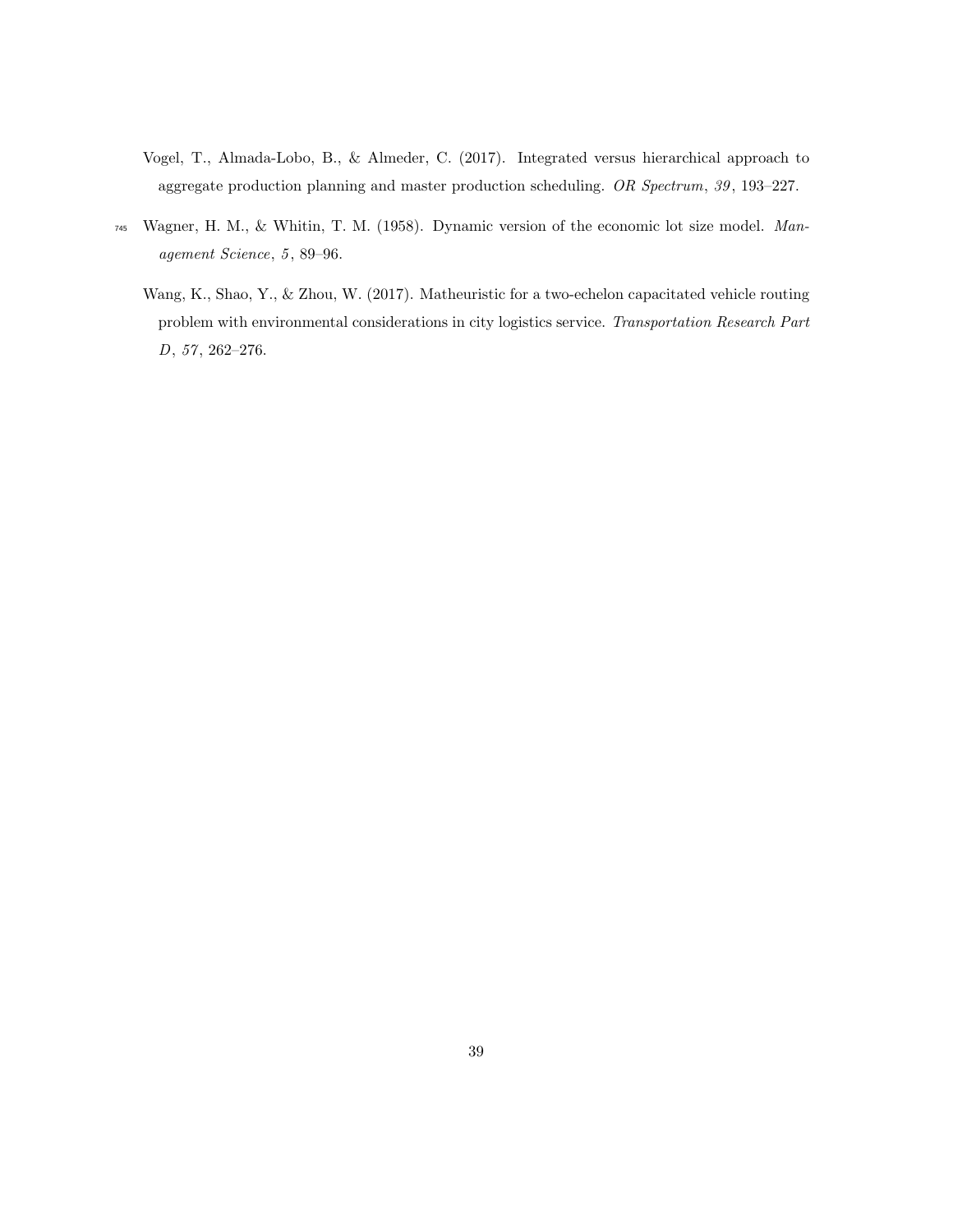Vogel, T., Almada-Lobo, B., & Almeder, C. (2017). Integrated versus hierarchical approach to aggregate production planning and master production scheduling. *OR Spectrum*, *39*, 193–227.

Wagner, H. M., & Whitin, T. M. (1958). Dynamic version of the economic lot size model. *Management Science*, *5*, 89–96.

Wang, K., Shao, Y., & Zhou, W. (2017). Matheuristic for a two-echelon capacitated vehicle routing problem with environmental considerations in city logistics service. *Transportation Research Part D*, *57*, 262–276.